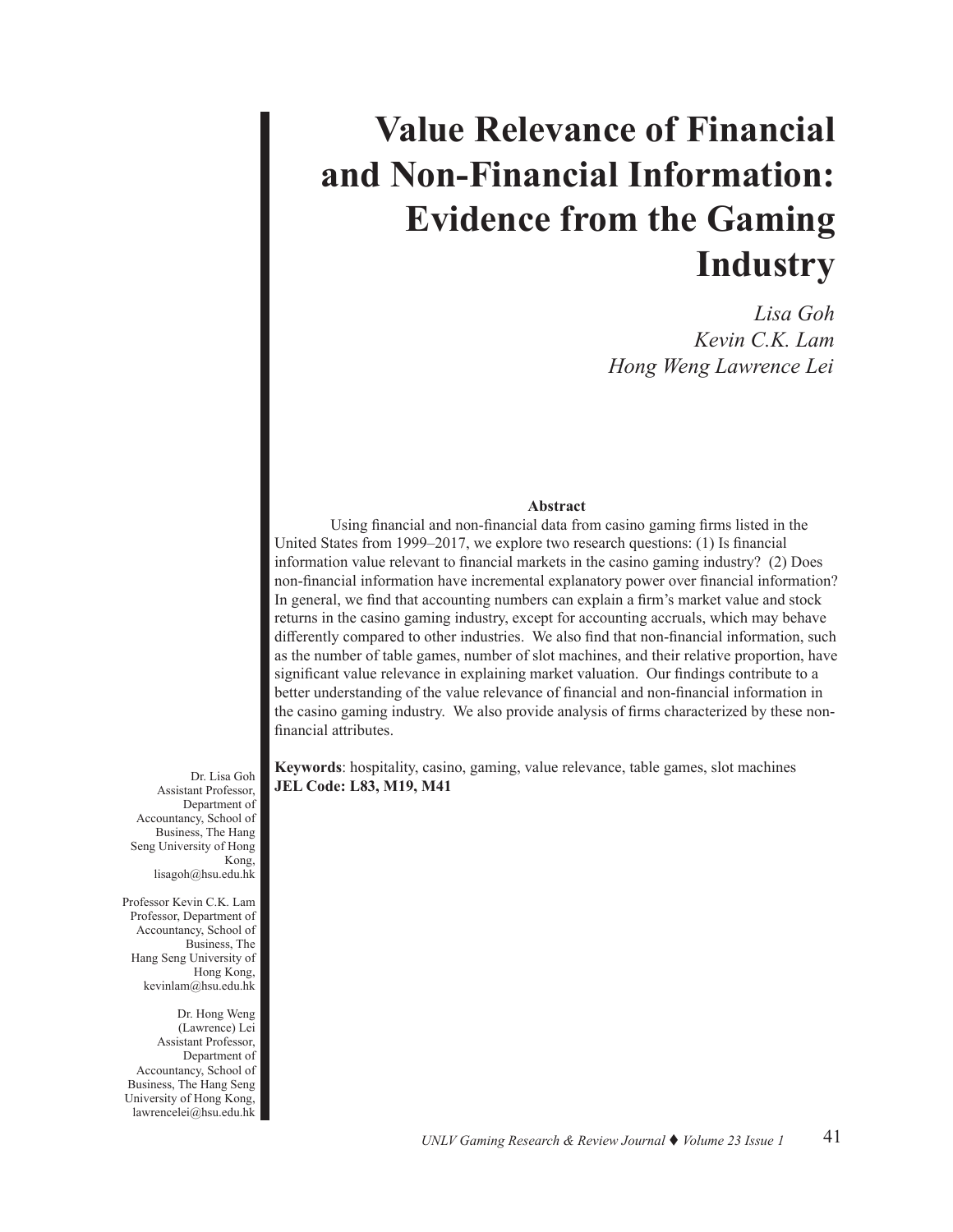# Value Relevance of Financial and Non-Financial Information: Evidence from the Gaming Industry

*Lisa Goh*
*Kevin C.K. Lam*
*Hong Weng Lawrence Lei*

Dr. Lisa Goh
Assistant Professor, Department of Accountancy, School of Business, The Hang Seng University of Hong Kong, lisagoh@hsu.edu.hk

Professor Kevin C.K. Lam
Professor, Department of Accountancy, School of Business, The Hang Seng University of Hong Kong, kevinlam@hsu.edu.hk

Dr. Hong Weng (Lawrence) Lei
Assistant Professor, Department of Accountancy, School of Business, The Hang Seng University of Hong Kong, lawrencelei@hsu.edu.hk

**Abstract**

Using financial and non-financial data from casino gaming firms listed in the United States from 1999–2017, we explore two research questions: (1) Is financial information value relevant to financial markets in the casino gaming industry? (2) Does non-financial information have incremental explanatory power over financial information? In general, we find that accounting numbers can explain a firm's market value and stock returns in the casino gaming industry, except for accounting accruals, which may behave differently compared to other industries. We also find that non-financial information, such as the number of table games, number of slot machines, and their relative proportion, have significant value relevance in explaining market valuation. Our findings contribute to a better understanding of the value relevance of financial and non-financial information in the casino gaming industry. We also provide analysis of firms characterized by these non-financial attributes.

**Keywords**: hospitality, casino, gaming, value relevance, table games, slot machines
**JEL Code: L83, M19, M41**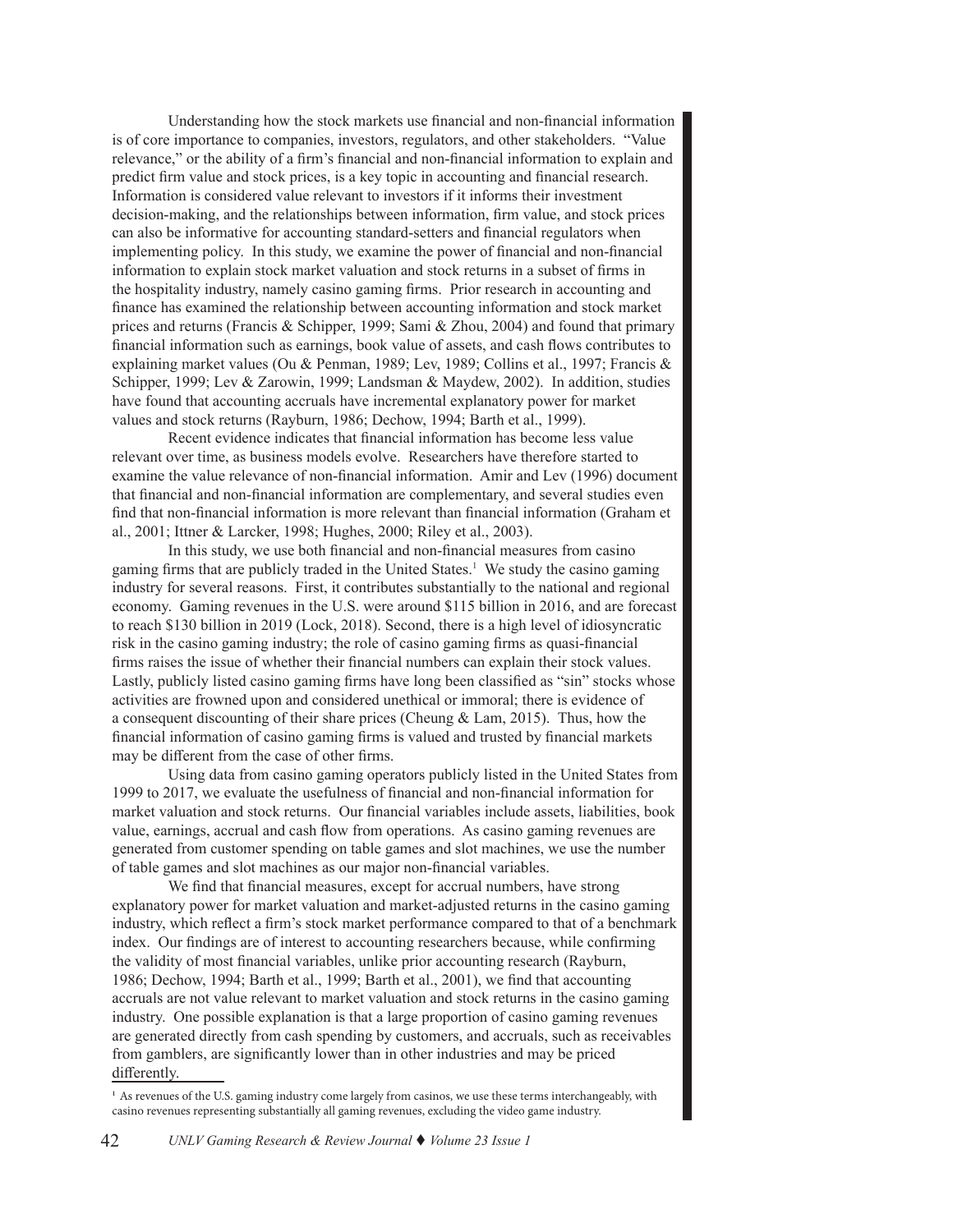Understanding how the stock markets use financial and non-financial information is of core importance to companies, investors, regulators, and other stakeholders. "Value relevance," or the ability of a firm's financial and non-financial information to explain and predict firm value and stock prices, is a key topic in accounting and financial research. Information is considered value relevant to investors if it informs their investment decision-making, and the relationships between information, firm value, and stock prices can also be informative for accounting standard-setters and financial regulators when implementing policy. In this study, we examine the power of financial and non-financial information to explain stock market valuation and stock returns in a subset of firms in the hospitality industry, namely casino gaming firms. Prior research in accounting and finance has examined the relationship between accounting information and stock market prices and returns (Francis & Schipper, 1999; Sami & Zhou, 2004) and found that primary financial information such as earnings, book value of assets, and cash flows contributes to explaining market values (Ou & Penman, 1989; Lev, 1989; Collins et al., 1997; Francis & Schipper, 1999; Lev & Zarowin, 1999; Landsman & Maydew, 2002). In addition, studies have found that accounting accruals have incremental explanatory power for market values and stock returns (Rayburn, 1986; Dechow, 1994; Barth et al., 1999).

Recent evidence indicates that financial information has become less value relevant over time, as business models evolve. Researchers have therefore started to examine the value relevance of non-financial information. Amir and Lev (1996) document that financial and non-financial information are complementary, and several studies even find that non-financial information is more relevant than financial information (Graham et al., 2001; Ittner & Larcker, 1998; Hughes, 2000; Riley et al., 2003).

In this study, we use both financial and non-financial measures from casino gaming firms that are publicly traded in the United States.[1] We study the casino gaming industry for several reasons. First, it contributes substantially to the national and regional economy. Gaming revenues in the U.S. were around $115 billion in 2016, and are forecast to reach $130 billion in 2019 (Lock, 2018). Second, there is a high level of idiosyncratic risk in the casino gaming industry; the role of casino gaming firms as quasi-financial firms raises the issue of whether their financial numbers can explain their stock values. Lastly, publicly listed casino gaming firms have long been classified as "sin" stocks whose activities are frowned upon and considered unethical or immoral; there is evidence of a consequent discounting of their share prices (Cheung & Lam, 2015). Thus, how the financial information of casino gaming firms is valued and trusted by financial markets may be different from the case of other firms.

Using data from casino gaming operators publicly listed in the United States from 1999 to 2017, we evaluate the usefulness of financial and non-financial information for market valuation and stock returns. Our financial variables include assets, liabilities, book value, earnings, accrual and cash flow from operations. As casino gaming revenues are generated from customer spending on table games and slot machines, we use the number of table games and slot machines as our major non-financial variables.

We find that financial measures, except for accrual numbers, have strong explanatory power for market valuation and market-adjusted returns in the casino gaming industry, which reflect a firm's stock market performance compared to that of a benchmark index. Our findings are of interest to accounting researchers because, while confirming the validity of most financial variables, unlike prior accounting research (Rayburn, 1986; Dechow, 1994; Barth et al., 1999; Barth et al., 2001), we find that accounting accruals are not value relevant to market valuation and stock returns in the casino gaming industry. One possible explanation is that a large proportion of casino gaming revenues are generated directly from cash spending by customers, and accruals, such as receivables from gamblers, are significantly lower than in other industries and may be priced differently.

[1] As revenues of the U.S. gaming industry come largely from casinos, we use these terms interchangeably, with casino revenues representing substantially all gaming revenues, excluding the video game industry.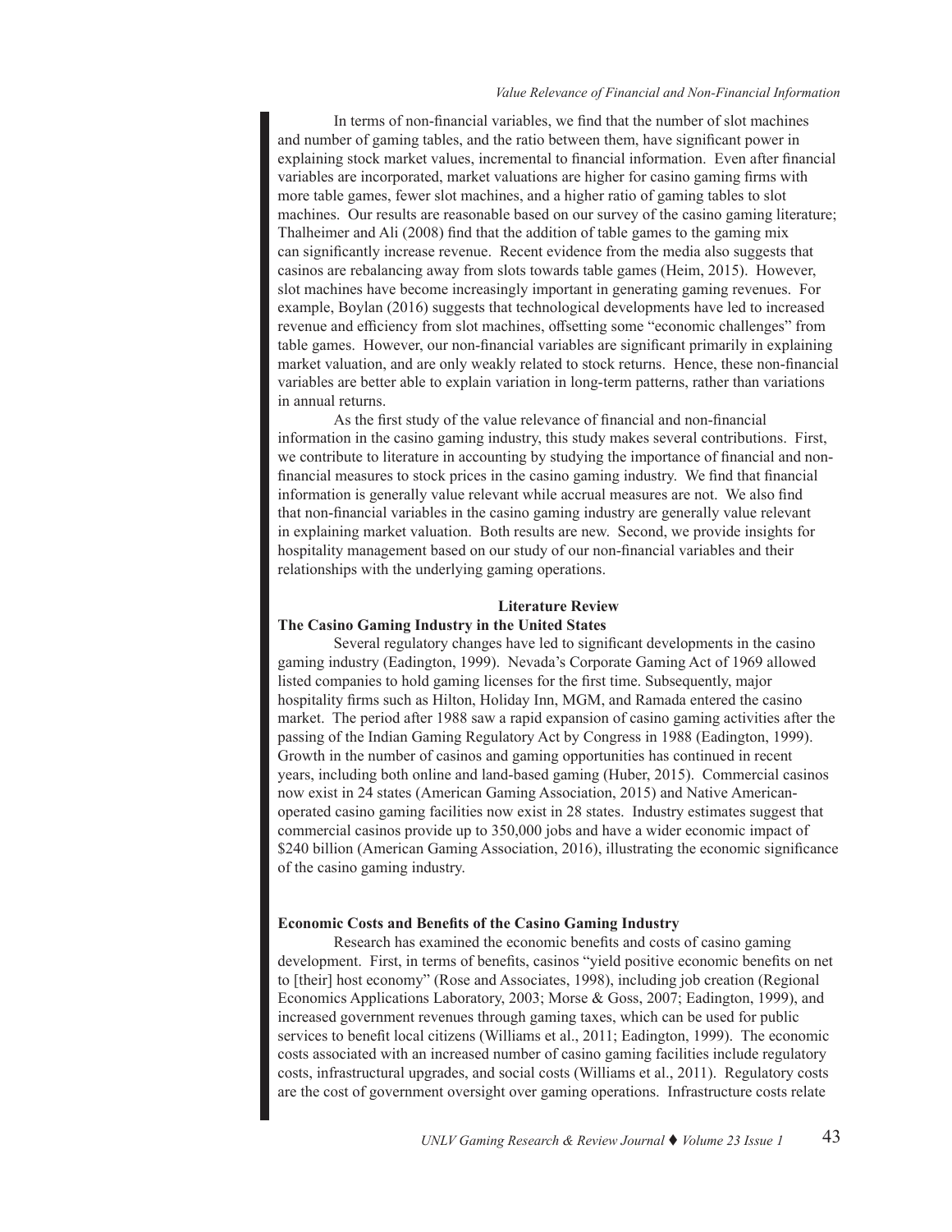In terms of non-financial variables, we find that the number of slot machines and number of gaming tables, and the ratio between them, have significant power in explaining stock market values, incremental to financial information. Even after financial variables are incorporated, market valuations are higher for casino gaming firms with more table games, fewer slot machines, and a higher ratio of gaming tables to slot machines. Our results are reasonable based on our survey of the casino gaming literature; Thalheimer and Ali (2008) find that the addition of table games to the gaming mix can significantly increase revenue. Recent evidence from the media also suggests that casinos are rebalancing away from slots towards table games (Heim, 2015). However, slot machines have become increasingly important in generating gaming revenues. For example, Boylan (2016) suggests that technological developments have led to increased revenue and efficiency from slot machines, offsetting some "economic challenges" from table games. However, our non-financial variables are significant primarily in explaining market valuation, and are only weakly related to stock returns. Hence, these non-financial variables are better able to explain variation in long-term patterns, rather than variations in annual returns.

As the first study of the value relevance of financial and non-financial information in the casino gaming industry, this study makes several contributions. First, we contribute to literature in accounting by studying the importance of financial and non-financial measures to stock prices in the casino gaming industry. We find that financial information is generally value relevant while accrual measures are not. We also find that non-financial variables in the casino gaming industry are generally value relevant in explaining market valuation. Both results are new. Second, we provide insights for hospitality management based on our study of our non-financial variables and their relationships with the underlying gaming operations.

## Literature Review

### The Casino Gaming Industry in the United States

Several regulatory changes have led to significant developments in the casino gaming industry (Eadington, 1999). Nevada's Corporate Gaming Act of 1969 allowed listed companies to hold gaming licenses for the first time. Subsequently, major hospitality firms such as Hilton, Holiday Inn, MGM, and Ramada entered the casino market. The period after 1988 saw a rapid expansion of casino gaming activities after the passing of the Indian Gaming Regulatory Act by Congress in 1988 (Eadington, 1999). Growth in the number of casinos and gaming opportunities has continued in recent years, including both online and land-based gaming (Huber, 2015). Commercial casinos now exist in 24 states (American Gaming Association, 2015) and Native American-operated casino gaming facilities now exist in 28 states. Industry estimates suggest that commercial casinos provide up to 350,000 jobs and have a wider economic impact of $240 billion (American Gaming Association, 2016), illustrating the economic significance of the casino gaming industry.

### Economic Costs and Benefits of the Casino Gaming Industry

Research has examined the economic benefits and costs of casino gaming development. First, in terms of benefits, casinos "yield positive economic benefits on net to [their] host economy" (Rose and Associates, 1998), including job creation (Regional Economics Applications Laboratory, 2003; Morse & Goss, 2007; Eadington, 1999), and increased government revenues through gaming taxes, which can be used for public services to benefit local citizens (Williams et al., 2011; Eadington, 1999). The economic costs associated with an increased number of casino gaming facilities include regulatory costs, infrastructural upgrades, and social costs (Williams et al., 2011). Regulatory costs are the cost of government oversight over gaming operations. Infrastructure costs relate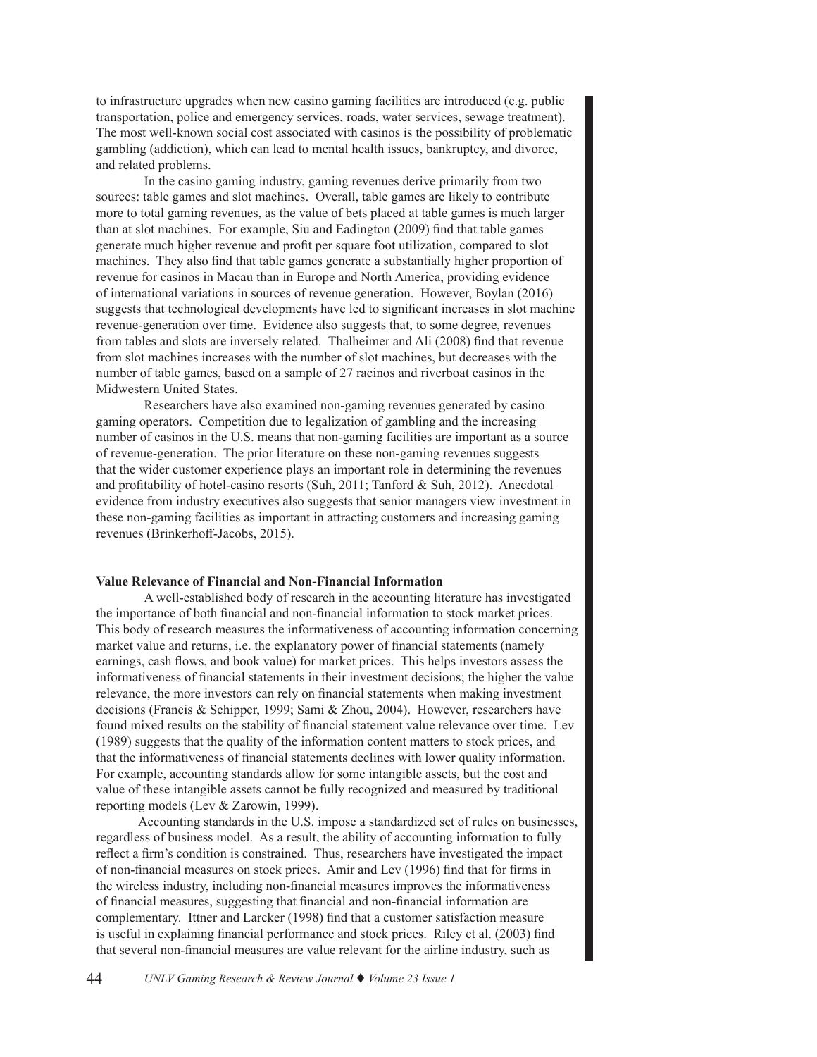to infrastructure upgrades when new casino gaming facilities are introduced (e.g. public transportation, police and emergency services, roads, water services, sewage treatment). The most well-known social cost associated with casinos is the possibility of problematic gambling (addiction), which can lead to mental health issues, bankruptcy, and divorce, and related problems.

In the casino gaming industry, gaming revenues derive primarily from two sources: table games and slot machines. Overall, table games are likely to contribute more to total gaming revenues, as the value of bets placed at table games is much larger than at slot machines. For example, Siu and Eadington (2009) find that table games generate much higher revenue and profit per square foot utilization, compared to slot machines. They also find that table games generate a substantially higher proportion of revenue for casinos in Macau than in Europe and North America, providing evidence of international variations in sources of revenue generation. However, Boylan (2016) suggests that technological developments have led to significant increases in slot machine revenue-generation over time. Evidence also suggests that, to some degree, revenues from tables and slots are inversely related. Thalheimer and Ali (2008) find that revenue from slot machines increases with the number of slot machines, but decreases with the number of table games, based on a sample of 27 racinos and riverboat casinos in the Midwestern United States.

Researchers have also examined non-gaming revenues generated by casino gaming operators. Competition due to legalization of gambling and the increasing number of casinos in the U.S. means that non-gaming facilities are important as a source of revenue-generation. The prior literature on these non-gaming revenues suggests that the wider customer experience plays an important role in determining the revenues and profitability of hotel-casino resorts (Suh, 2011; Tanford & Suh, 2012). Anecdotal evidence from industry executives also suggests that senior managers view investment in these non-gaming facilities as important in attracting customers and increasing gaming revenues (Brinkerhoff-Jacobs, 2015).

**Value Relevance of Financial and Non-Financial Information**

A well-established body of research in the accounting literature has investigated the importance of both financial and non-financial information to stock market prices. This body of research measures the informativeness of accounting information concerning market value and returns, i.e. the explanatory power of financial statements (namely earnings, cash flows, and book value) for market prices. This helps investors assess the informativeness of financial statements in their investment decisions; the higher the value relevance, the more investors can rely on financial statements when making investment decisions (Francis & Schipper, 1999; Sami & Zhou, 2004). However, researchers have found mixed results on the stability of financial statement value relevance over time. Lev (1989) suggests that the quality of the information content matters to stock prices, and that the informativeness of financial statements declines with lower quality information. For example, accounting standards allow for some intangible assets, but the cost and value of these intangible assets cannot be fully recognized and measured by traditional reporting models (Lev & Zarowin, 1999).

Accounting standards in the U.S. impose a standardized set of rules on businesses, regardless of business model. As a result, the ability of accounting information to fully reflect a firm's condition is constrained. Thus, researchers have investigated the impact of non-financial measures on stock prices. Amir and Lev (1996) find that for firms in the wireless industry, including non-financial measures improves the informativeness of financial measures, suggesting that financial and non-financial information are complementary. Ittner and Larcker (1998) find that a customer satisfaction measure is useful in explaining financial performance and stock prices. Riley et al. (2003) find that several non-financial measures are value relevant for the airline industry, such as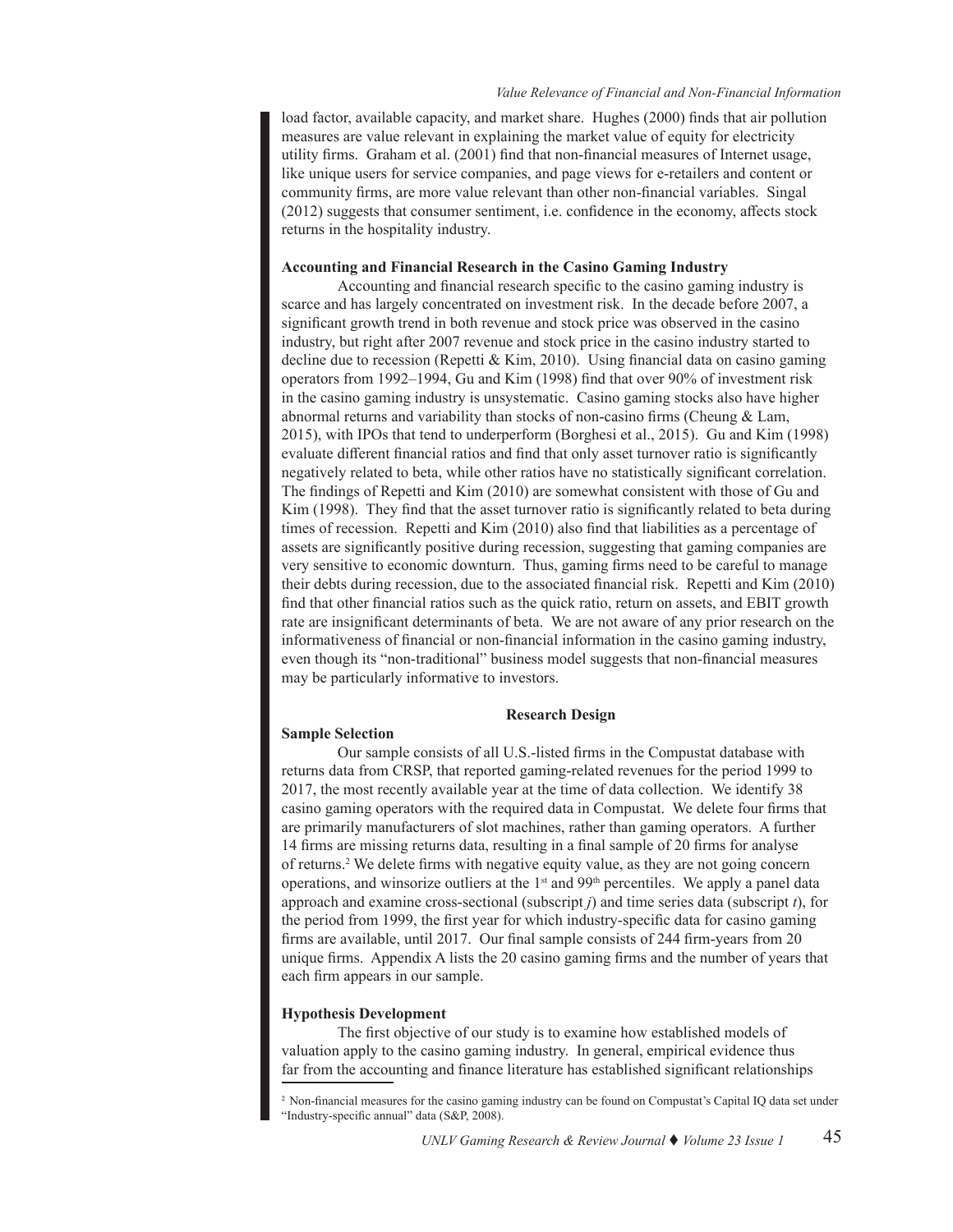load factor, available capacity, and market share. Hughes (2000) finds that air pollution measures are value relevant in explaining the market value of equity for electricity utility firms. Graham et al. (2001) find that non-financial measures of Internet usage, like unique users for service companies, and page views for e-retailers and content or community firms, are more value relevant than other non-financial variables. Singal (2012) suggests that consumer sentiment, i.e. confidence in the economy, affects stock returns in the hospitality industry.

**Accounting and Financial Research in the Casino Gaming Industry**

Accounting and financial research specific to the casino gaming industry is scarce and has largely concentrated on investment risk. In the decade before 2007, a significant growth trend in both revenue and stock price was observed in the casino industry, but right after 2007 revenue and stock price in the casino industry started to decline due to recession (Repetti & Kim, 2010). Using financial data on casino gaming operators from 1992–1994, Gu and Kim (1998) find that over 90% of investment risk in the casino gaming industry is unsystematic. Casino gaming stocks also have higher abnormal returns and variability than stocks of non-casino firms (Cheung & Lam, 2015), with IPOs that tend to underperform (Borghesi et al., 2015). Gu and Kim (1998) evaluate different financial ratios and find that only asset turnover ratio is significantly negatively related to beta, while other ratios have no statistically significant correlation. The findings of Repetti and Kim (2010) are somewhat consistent with those of Gu and Kim (1998). They find that the asset turnover ratio is significantly related to beta during times of recession. Repetti and Kim (2010) also find that liabilities as a percentage of assets are significantly positive during recession, suggesting that gaming companies are very sensitive to economic downturn. Thus, gaming firms need to be careful to manage their debts during recession, due to the associated financial risk. Repetti and Kim (2010) find that other financial ratios such as the quick ratio, return on assets, and EBIT growth rate are insignificant determinants of beta. We are not aware of any prior research on the informativeness of financial or non-financial information in the casino gaming industry, even though its "non-traditional" business model suggests that non-financial measures may be particularly informative to investors.

## Research Design

**Sample Selection**

Our sample consists of all U.S.-listed firms in the Compustat database with returns data from CRSP, that reported gaming-related revenues for the period 1999 to 2017, the most recently available year at the time of data collection. We identify 38 casino gaming operators with the required data in Compustat. We delete four firms that are primarily manufacturers of slot machines, rather than gaming operators. A further 14 firms are missing returns data, resulting in a final sample of 20 firms for analyse of returns.[2] We delete firms with negative equity value, as they are not going concern operations, and winsorize outliers at the 1st and 99th percentiles. We apply a panel data approach and examine cross-sectional (subscript $j$) and time series data (subscript $t$), for the period from 1999, the first year for which industry-specific data for casino gaming firms are available, until 2017. Our final sample consists of 244 firm-years from 20 unique firms. Appendix A lists the 20 casino gaming firms and the number of years that each firm appears in our sample.

**Hypothesis Development**

The first objective of our study is to examine how established models of valuation apply to the casino gaming industry. In general, empirical evidence thus far from the accounting and finance literature has established significant relationships

[2] Non-financial measures for the casino gaming industry can be found on Compustat's Capital IQ data set under "Industry-specific annual" data (S&P, 2008).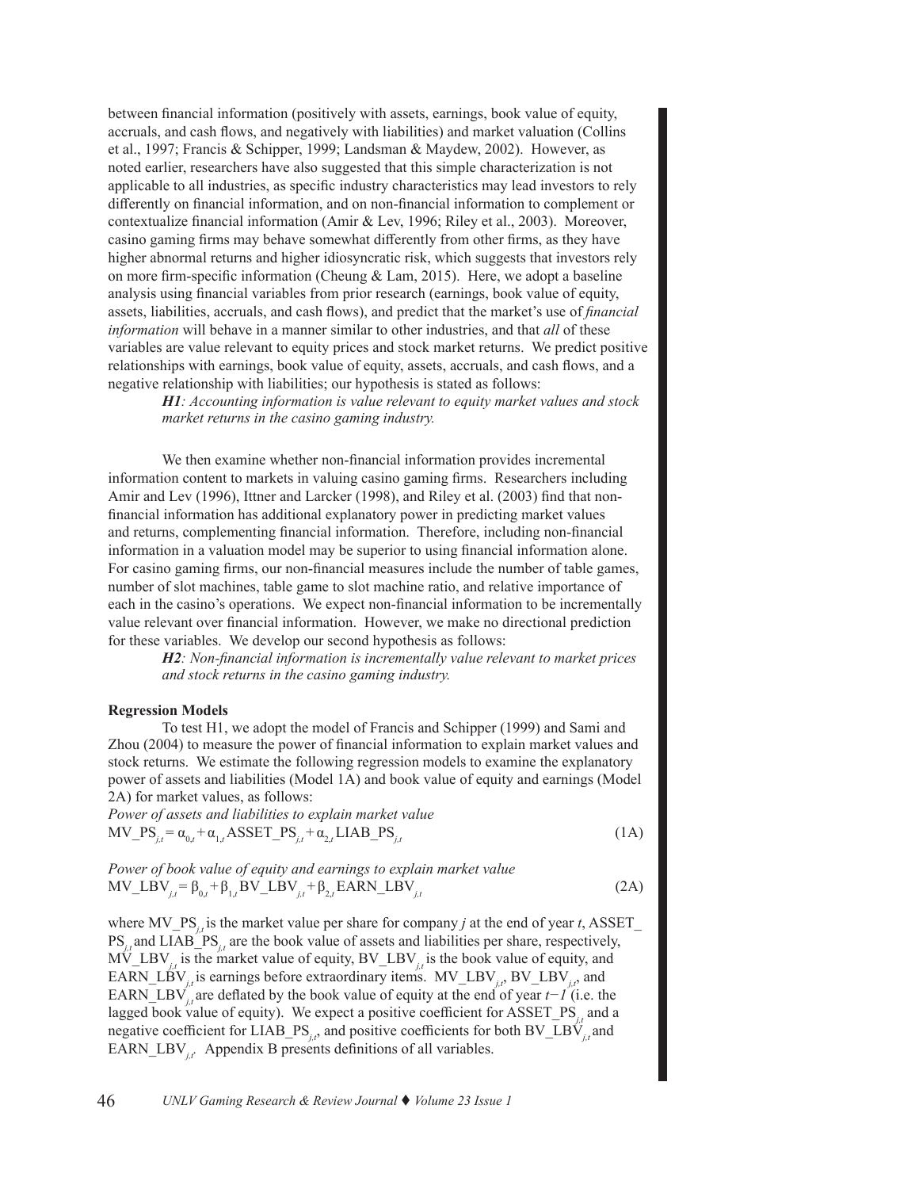between financial information (positively with assets, earnings, book value of equity, accruals, and cash flows, and negatively with liabilities) and market valuation (Collins et al., 1997; Francis & Schipper, 1999; Landsman & Maydew, 2002). However, as noted earlier, researchers have also suggested that this simple characterization is not applicable to all industries, as specific industry characteristics may lead investors to rely differently on financial information, and on non-financial information to complement or contextualize financial information (Amir & Lev, 1996; Riley et al., 2003). Moreover, casino gaming firms may behave somewhat differently from other firms, as they have higher abnormal returns and higher idiosyncratic risk, which suggests that investors rely on more firm-specific information (Cheung & Lam, 2015). Here, we adopt a baseline analysis using financial variables from prior research (earnings, book value of equity, assets, liabilities, accruals, and cash flows), and predict that the market's use of *financial information* will behave in a manner similar to other industries, and that *all* of these variables are value relevant to equity prices and stock market returns. We predict positive relationships with earnings, book value of equity, assets, accruals, and cash flows, and a negative relationship with liabilities; our hypothesis is stated as follows:

> ***H1**: Accounting information is value relevant to equity market values and stock market returns in the casino gaming industry.*

We then examine whether non-financial information provides incremental information content to markets in valuing casino gaming firms. Researchers including Amir and Lev (1996), Ittner and Larcker (1998), and Riley et al. (2003) find that non-financial information has additional explanatory power in predicting market values and returns, complementing financial information. Therefore, including non-financial information in a valuation model may be superior to using financial information alone. For casino gaming firms, our non-financial measures include the number of table games, number of slot machines, table game to slot machine ratio, and relative importance of each in the casino's operations. We expect non-financial information to be incrementally value relevant over financial information. However, we make no directional prediction for these variables. We develop our second hypothesis as follows:

> ***H2**: Non-financial information is incrementally value relevant to market prices and stock returns in the casino gaming industry.*

**Regression Models**

To test H1, we adopt the model of Francis and Schipper (1999) and Sami and Zhou (2004) to measure the power of financial information to explain market values and stock returns. We estimate the following regression models to examine the explanatory power of assets and liabilities (Model 1A) and book value of equity and earnings (Model 2A) for market values, as follows:

*Power of assets and liabilities to explain market value*

$$MV\_PS_{j,t} = \alpha_{0,t} + \alpha_{1,t}\,ASSET\_PS_{j,t} + \alpha_{2,t}\,LIAB\_PS_{j,t} \tag{1A}$$

*Power of book value of equity and earnings to explain market value*

$$MV\_LBV_{j,t} = \beta_{0,t} + \beta_{1,t}\,BV\_LBV_{j,t} + \beta_{2,t}\,EARN\_LBV_{j,t} \tag{2A}$$

where $MV\_PS_{j,t}$ is the market value per share for company *j* at the end of year *t*, $ASSET\_PS_{j,t}$ and $LIAB\_PS_{j,t}$ are the book value of assets and liabilities per share, respectively, $MV\_LBV_{j,t}$ is the market value of equity, $BV\_LBV_{j,t}$ is the book value of equity, and $EARN\_LBV_{j,t}$ is earnings before extraordinary items. $MV\_LBV_{j,t}$, $BV\_LBV_{j,t}$, and $EARN\_LBV_{j,t}$ are deflated by the book value of equity at the end of year $t-1$ (i.e. the lagged book value of equity). We expect a positive coefficient for $ASSET\_PS_{j,t}$ and a negative coefficient for $LIAB\_PS_{j,t}$, and positive coefficients for both $BV\_LBV_{j,t}$ and $EARN\_LBV_{j,t}$. Appendix B presents definitions of all variables.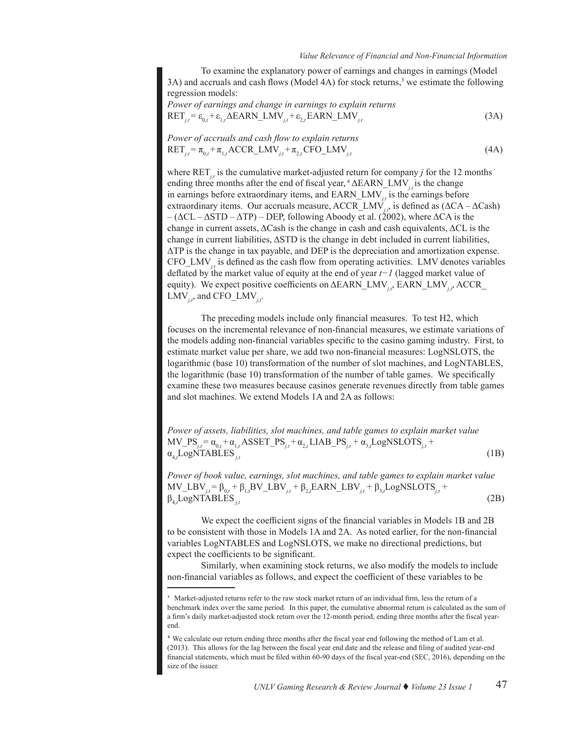To examine the explanatory power of earnings and changes in earnings (Model 3A) and accruals and cash flows (Model 4A) for stock returns,[3] we estimate the following regression models:

*Power of earnings and change in earnings to explain returns*

$$RET_{j,t} = \varepsilon_{0,t} + \varepsilon_{1,t}\,\Delta EARN\_LMV_{j,t} + \varepsilon_{2,t}\,EARN\_LMV_{j,t} \tag{3A}$$

*Power of accruals and cash flow to explain returns*

$$RET_{j,t} = \pi_{0,t} + \pi_{1,t}\,ACCR\_LMV_{j,t} + \pi_{2,t}\,CFO\_LMV_{j,t} \tag{4A}$$

where $RET_{j,t}$ is the cumulative market-adjusted return for company *j* for the 12 months ending three months after the end of fiscal year,[4] $\Delta EARN\_LMV_{j,t}$ is the change in earnings before extraordinary items, and $EARN\_LMV_{j,t}$ is the earnings before extraordinary items. Our accruals measure, $ACCR\_LMV_{j,t}$, is defined as ($\Delta CA - \Delta Cash$) – ($\Delta CL - \Delta STD - \Delta TP$) – DEP, following Aboody et al. (2002), where $\Delta CA$ is the change in current assets, $\Delta Cash$ is the change in cash and cash equivalents, $\Delta CL$ is the change in current liabilities, $\Delta STD$ is the change in debt included in current liabilities, $\Delta TP$ is the change in tax payable, and DEP is the depreciation and amortization expense. $CFO\_LMV_{j,t}$ is defined as the cash flow from operating activities. LMV denotes variables deflated by the market value of equity at the end of year $t-1$ (lagged market value of equity). We expect positive coefficients on $\Delta EARN\_LMV_{j,t}$, $EARN\_LMV_{j,t}$, $ACCR\_LMV_{j,t}$, and $CFO\_LMV_{j,t}$.

The preceding models include only financial measures. To test H2, which focuses on the incremental relevance of non-financial measures, we estimate variations of the models adding non-financial variables specific to the casino gaming industry. First, to estimate market value per share, we add two non-financial measures: LogNSLOTS, the logarithmic (base 10) transformation of the number of slot machines, and LogNTABLES, the logarithmic (base 10) transformation of the number of table games. We specifically examine these two measures because casinos generate revenues directly from table games and slot machines. We extend Models 1A and 2A as follows:

*Power of assets, liabilities, slot machines, and table games to explain market value*

$$MV\_PS_{j,t} = \alpha_{0,t} + \alpha_{1,t}\,ASSET\_PS_{j,t} + \alpha_{2,t}\,LIAB\_PS_{j,t} + \alpha_{3,t}\,LogNSLOTS_{j,t} + \alpha_{4,t}\,LogNTABLES_{j,t} \tag{1B}$$

*Power of book value, earnings, slot machines, and table games to explain market value*

$$MV\_LBV_{j,t} = \beta_{0,t} + \beta_{1,t}\,BV\_LBV_{j,t} + \beta_{2,t}\,EARN\_LBV_{j,t} + \beta_{3,t}\,LogNSLOTS_{j,t} + \beta_{4,t}\,LogNTABLES_{j,t} \tag{2B}$$

We expect the coefficient signs of the financial variables in Models 1B and 2B to be consistent with those in Models 1A and 2A. As noted earlier, for the non-financial variables LogNTABLES and LogNSLOTS, we make no directional predictions, but expect the coefficients to be significant.

Similarly, when examining stock returns, we also modify the models to include non-financial variables as follows, and expect the coefficient of these variables to be

---

[3] Market-adjusted returns refer to the raw stock market return of an individual firm, less the return of a benchmark index over the same period. In this paper, the cumulative abnormal return is calculated as the sum of a firm's daily market-adjusted stock return over the 12-month period, ending three months after the fiscal year-end.

[4] We calculate our return ending three months after the fiscal year end following the method of Lam et al. (2013). This allows for the lag between the fiscal year end date and the release and filing of audited year-end financial statements, which must be filed within 60-90 days of the fiscal year-end (SEC, 2016), depending on the size of the issuer.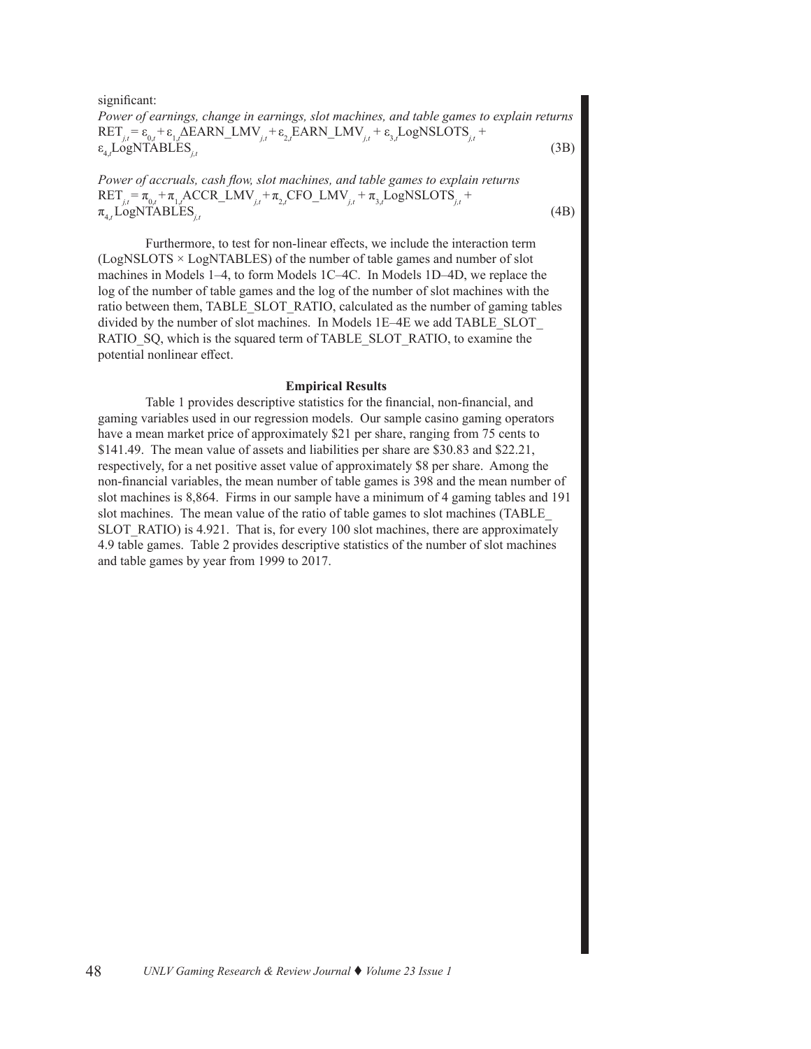significant:

*Power of earnings, change in earnings, slot machines, and table games to explain returns*

$$RET_{j,t} = \varepsilon_{0,t} + \varepsilon_{1,t}\Delta EARN\_LMV_{j,t} + \varepsilon_{2,t}EARN\_LMV_{j,t} + \varepsilon_{3,t}LogNSLOTS_{j,t} + \varepsilon_{4,t}LogNTABLES_{j,t} \quad (3B)$$

*Power of accruals, cash flow, slot machines, and table games to explain returns*

$$RET_{j,t} = \pi_{0,t} + \pi_{1,t}ACCR\_LMV_{j,t} + \pi_{2,t}CFO\_LMV_{j,t} + \pi_{3,t}LogNSLOTS_{j,t} + \pi_{4,t}LogNTABLES_{j,t} \quad (4B)$$

Furthermore, to test for non-linear effects, we include the interaction term (LogNSLOTS × LogNTABLES) of the number of table games and number of slot machines in Models 1–4, to form Models 1C–4C. In Models 1D–4D, we replace the log of the number of table games and the log of the number of slot machines with the ratio between them, TABLE_SLOT_RATIO, calculated as the number of gaming tables divided by the number of slot machines. In Models 1E–4E we add TABLE_SLOT_RATIO_SQ, which is the squared term of TABLE_SLOT_RATIO, to examine the potential nonlinear effect.

## Empirical Results

Table 1 provides descriptive statistics for the financial, non-financial, and gaming variables used in our regression models. Our sample casino gaming operators have a mean market price of approximately $21 per share, ranging from 75 cents to $141.49. The mean value of assets and liabilities per share are $30.83 and $22.21, respectively, for a net positive asset value of approximately $8 per share. Among the non-financial variables, the mean number of table games is 398 and the mean number of slot machines is 8,864. Firms in our sample have a minimum of 4 gaming tables and 191 slot machines. The mean value of the ratio of table games to slot machines (TABLE_SLOT_RATIO) is 4.921. That is, for every 100 slot machines, there are approximately 4.9 table games. Table 2 provides descriptive statistics of the number of slot machines and table games by year from 1999 to 2017.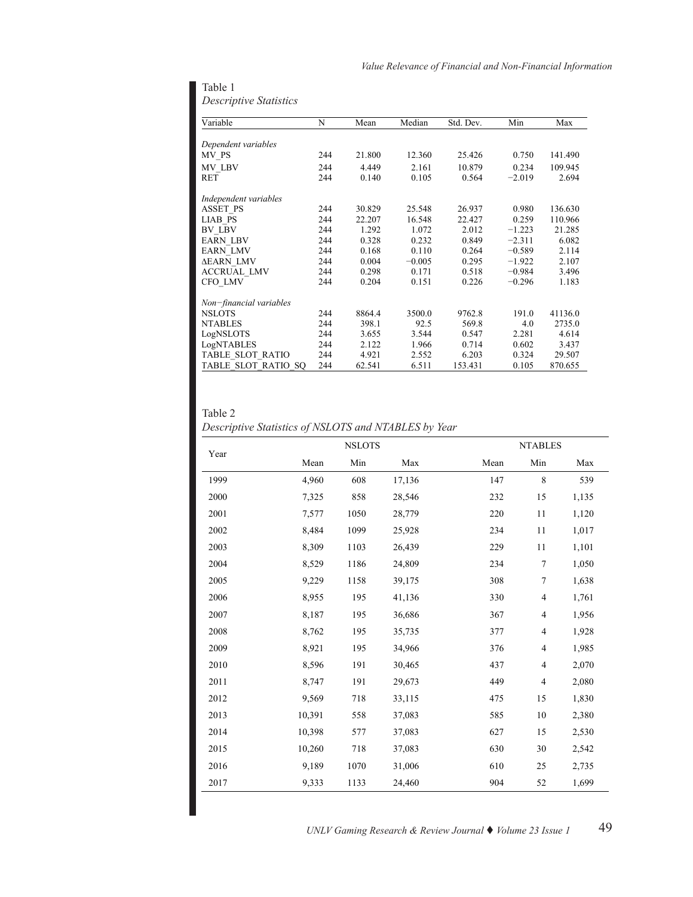Table 1
*Descriptive Statistics*

| Variable | N | Mean | Median | Std. Dev. | Min | Max |
|---|---|---|---|---|---|---|
| *Dependent variables* | | | | | | |
| MV_PS | 244 | 21.800 | 12.360 | 25.426 | 0.750 | 141.490 |
| MV_LBV | 244 | 4.449 | 2.161 | 10.879 | 0.234 | 109.945 |
| RET | 244 | 0.140 | 0.105 | 0.564 | −2.019 | 2.694 |
| *Independent variables* | | | | | | |
| ASSET_PS | 244 | 30.829 | 25.548 | 26.937 | 0.980 | 136.630 |
| LIAB_PS | 244 | 22.207 | 16.548 | 22.427 | 0.259 | 110.966 |
| BV_LBV | 244 | 1.292 | 1.072 | 2.012 | −1.223 | 21.285 |
| EARN_LBV | 244 | 0.328 | 0.232 | 0.849 | −2.311 | 6.082 |
| EARN_LMV | 244 | 0.168 | 0.110 | 0.264 | −0.589 | 2.114 |
| ΔEARN_LMV | 244 | 0.004 | −0.005 | 0.295 | −1.922 | 2.107 |
| ACCRUAL_LMV | 244 | 0.298 | 0.171 | 0.518 | −0.984 | 3.496 |
| CFO_LMV | 244 | 0.204 | 0.151 | 0.226 | −0.296 | 1.183 |
| *Non−financial variables* | | | | | | |
| NSLOTS | 244 | 8864.4 | 3500.0 | 9762.8 | 191.0 | 41136.0 |
| NTABLES | 244 | 398.1 | 92.5 | 569.8 | 4.0 | 2735.0 |
| LogNSLOTS | 244 | 3.655 | 3.544 | 0.547 | 2.281 | 4.614 |
| LogNTABLES | 244 | 2.122 | 1.966 | 0.714 | 0.602 | 3.437 |
| TABLE_SLOT_RATIO | 244 | 4.921 | 2.552 | 6.203 | 0.324 | 29.507 |
| TABLE_SLOT_RATIO_SQ | 244 | 62.541 | 6.511 | 153.431 | 0.105 | 870.655 |

Table 2
*Descriptive Statistics of NSLOTS and NTABLES by Year*

| Year | NSLOTS | | | NTABLES | | |
|---|---|---|---|---|---|---|
| | Mean | Min | Max | Mean | Min | Max |
| 1999 | 4,960 | 608 | 17,136 | 147 | 8 | 539 |
| 2000 | 7,325 | 858 | 28,546 | 232 | 15 | 1,135 |
| 2001 | 7,577 | 1050 | 28,779 | 220 | 11 | 1,120 |
| 2002 | 8,484 | 1099 | 25,928 | 234 | 11 | 1,017 |
| 2003 | 8,309 | 1103 | 26,439 | 229 | 11 | 1,101 |
| 2004 | 8,529 | 1186 | 24,809 | 234 | 7 | 1,050 |
| 2005 | 9,229 | 1158 | 39,175 | 308 | 7 | 1,638 |
| 2006 | 8,955 | 195 | 41,136 | 330 | 4 | 1,761 |
| 2007 | 8,187 | 195 | 36,686 | 367 | 4 | 1,956 |
| 2008 | 8,762 | 195 | 35,735 | 377 | 4 | 1,928 |
| 2009 | 8,921 | 195 | 34,966 | 376 | 4 | 1,985 |
| 2010 | 8,596 | 191 | 30,465 | 437 | 4 | 2,070 |
| 2011 | 8,747 | 191 | 29,673 | 449 | 4 | 2,080 |
| 2012 | 9,569 | 718 | 33,115 | 475 | 15 | 1,830 |
| 2013 | 10,391 | 558 | 37,083 | 585 | 10 | 2,380 |
| 2014 | 10,398 | 577 | 37,083 | 627 | 15 | 2,530 |
| 2015 | 10,260 | 718 | 37,083 | 630 | 30 | 2,542 |
| 2016 | 9,189 | 1070 | 31,006 | 610 | 25 | 2,735 |
| 2017 | 9,333 | 1133 | 24,460 | 904 | 52 | 1,699 |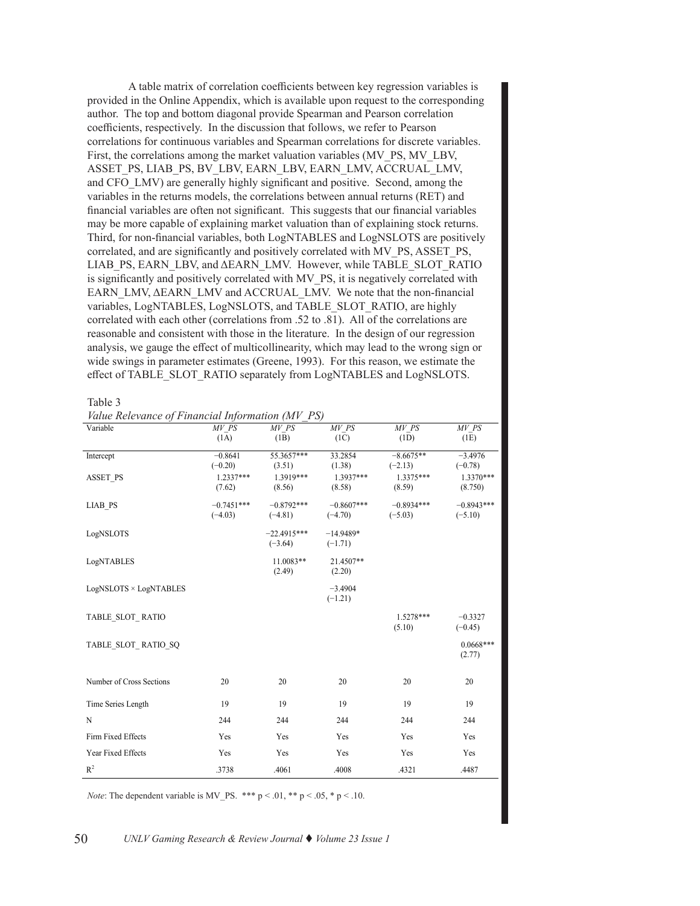A table matrix of correlation coefficients between key regression variables is provided in the Online Appendix, which is available upon request to the corresponding author. The top and bottom diagonal provide Spearman and Pearson correlation coefficients, respectively. In the discussion that follows, we refer to Pearson correlations for continuous variables and Spearman correlations for discrete variables. First, the correlations among the market valuation variables (MV_PS, MV_LBV, ASSET_PS, LIAB_PS, BV_LBV, EARN_LBV, EARN_LMV, ACCRUAL_LMV, and CFO_LMV) are generally highly significant and positive. Second, among the variables in the returns models, the correlations between annual returns (RET) and financial variables are often not significant. This suggests that our financial variables may be more capable of explaining market valuation than of explaining stock returns. Third, for non-financial variables, both LogNTABLES and LogNSLOTS are positively correlated, and are significantly and positively correlated with MV_PS, ASSET_PS, LIAB_PS, EARN_LBV, and ΔEARN_LMV. However, while TABLE_SLOT_RATIO is significantly and positively correlated with MV_PS, it is negatively correlated with EARN_LMV, ΔEARN_LMV and ACCRUAL_LMV. We note that the non-financial variables, LogNTABLES, LogNSLOTS, and TABLE_SLOT_RATIO, are highly correlated with each other (correlations from .52 to .81). All of the correlations are reasonable and consistent with those in the literature. In the design of our regression analysis, we gauge the effect of multicollinearity, which may lead to the wrong sign or wide swings in parameter estimates (Greene, 1993). For this reason, we estimate the effect of TABLE_SLOT_RATIO separately from LogNTABLES and LogNSLOTS.

Table 3
*Value Relevance of Financial Information (MV_PS)*

| Variable | *MV_PS* (1A) | *MV_PS* (1B) | *MV_PS* (1C) | *MV_PS* (1D) | *MV_PS* (1E) |
|---|---|---|---|---|---|
| Intercept | −0.8641 (−0.20) | 55.3657*** (3.51) | 33.2854 (1.38) | −8.6675** (−2.13) | −3.4976 (−0.78) |
| ASSET_PS | 1.2337*** (7.62) | 1.3919*** (8.56) | 1.3937*** (8.58) | 1.3375*** (8.59) | 1.3370*** (8.750) |
| LIAB_PS | −0.7451*** (−4.03) | −0.8792*** (−4.81) | −0.8607*** (−4.70) | −0.8934*** (−5.03) | −0.8943*** (−5.10) |
| LogNSLOTS | | −22.4915*** (−3.64) | −14.9489* (−1.71) | | |
| LogNTABLES | | 11.0083** (2.49) | 21.4507** (2.20) | | |
| LogNSLOTS × LogNTABLES | | | −3.4904 (−1.21) | | |
| TABLE_SLOT_ RATIO | | | | 1.5278*** (5.10) | −0.3327 (−0.45) |
| TABLE_SLOT_ RATIO_SQ | | | | | 0.0668*** (2.77) |
| Number of Cross Sections | 20 | 20 | 20 | 20 | 20 |
| Time Series Length | 19 | 19 | 19 | 19 | 19 |
| N | 244 | 244 | 244 | 244 | 244 |
| Firm Fixed Effects | Yes | Yes | Yes | Yes | Yes |
| Year Fixed Effects | Yes | Yes | Yes | Yes | Yes |
| $R^2$ | .3738 | .4061 | .4008 | .4321 | .4487 |

*Note*: The dependent variable is MV_PS. *** $p < .01$, ** $p < .05$, * $p < .10$.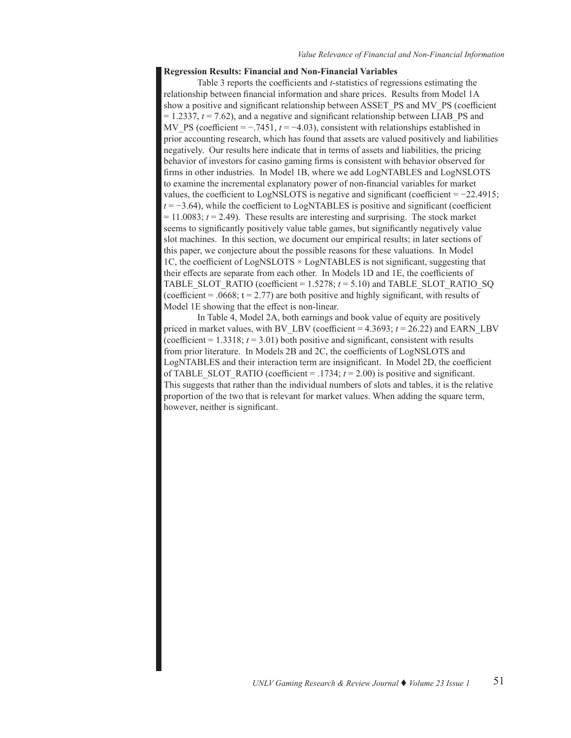**Regression Results: Financial and Non-Financial Variables**

Table 3 reports the coefficients and *t*-statistics of regressions estimating the relationship between financial information and share prices. Results from Model 1A show a positive and significant relationship between ASSET_PS and MV_PS (coefficient = 1.2337, $t = 7.62$), and a negative and significant relationship between LIAB_PS and MV_PS (coefficient = −.7451, $t = -4.03$), consistent with relationships established in prior accounting research, which has found that assets are valued positively and liabilities negatively. Our results here indicate that in terms of assets and liabilities, the pricing behavior of investors for casino gaming firms is consistent with behavior observed for firms in other industries. In Model 1B, where we add LogNTABLES and LogNSLOTS to examine the incremental explanatory power of non-financial variables for market values, the coefficient to LogNSLOTS is negative and significant (coefficient = −22.4915; $t = -3.64$), while the coefficient to LogNTABLES is positive and significant (coefficient = 11.0083; $t = 2.49$). These results are interesting and surprising. The stock market seems to significantly positively value table games, but significantly negatively value slot machines. In this section, we document our empirical results; in later sections of this paper, we conjecture about the possible reasons for these valuations. In Model 1C, the coefficient of LogNSLOTS × LogNTABLES is not significant, suggesting that their effects are separate from each other. In Models 1D and 1E, the coefficients of TABLE_SLOT_RATIO (coefficient = 1.5278; $t = 5.10$) and TABLE_SLOT_RATIO_SQ (coefficient = .0668; $t = 2.77$) are both positive and highly significant, with results of Model 1E showing that the effect is non-linear.

In Table 4, Model 2A, both earnings and book value of equity are positively priced in market values, with BV_LBV (coefficient = 4.3693; $t = 26.22$) and EARN_LBV (coefficient = 1.3318; $t = 3.01$) both positive and significant, consistent with results from prior literature. In Models 2B and 2C, the coefficients of LogNSLOTS and LogNTABLES and their interaction term are insignificant. In Model 2D, the coefficient of TABLE_SLOT_RATIO (coefficient = .1734; $t = 2.00$) is positive and significant. This suggests that rather than the individual numbers of slots and tables, it is the relative proportion of the two that is relevant for market values. When adding the square term, however, neither is significant.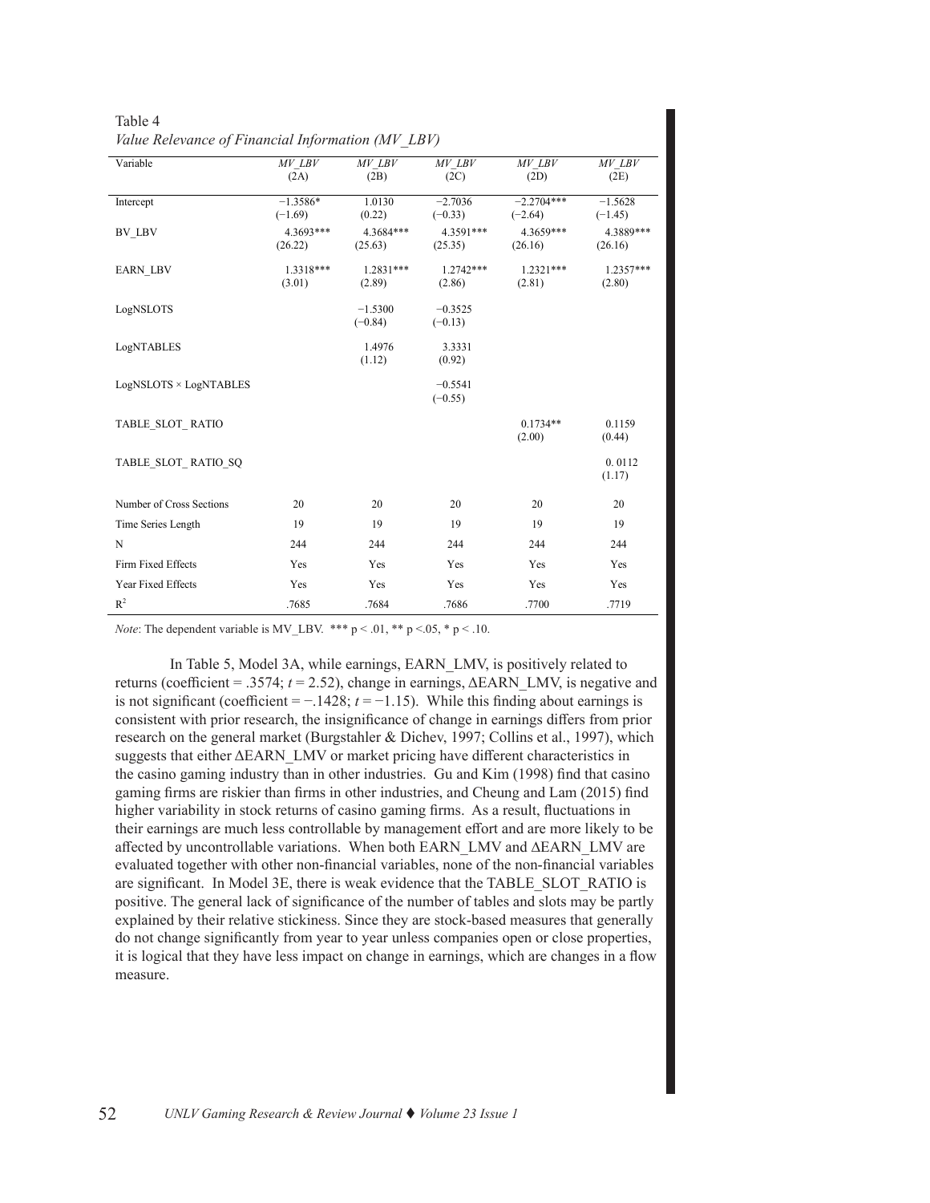Table 4

*Value Relevance of Financial Information (MV_LBV)*

| Variable | *MV_LBV* (2A) | *MV_LBV* (2B) | *MV_LBV* (2C) | *MV_LBV* (2D) | *MV_LBV* (2E) |
|---|---|---|---|---|---|
| Intercept | −1.3586* (−1.69) | 1.0130 (0.22) | −2.7036 (−0.33) | −2.2704*** (−2.64) | −1.5628 (−1.45) |
| BV_LBV | 4.3693*** (26.22) | 4.3684*** (25.63) | 4.3591*** (25.35) | 4.3659*** (26.16) | 4.3889*** (26.16) |
| EARN_LBV | 1.3318*** (3.01) | 1.2831*** (2.89) | 1.2742*** (2.86) | 1.2321*** (2.81) | 1.2357*** (2.80) |
| LogNSLOTS | | −1.5300 (−0.84) | −0.3525 (−0.13) | | |
| LogNTABLES | | 1.4976 (1.12) | 3.3331 (0.92) | | |
| LogNSLOTS × LogNTABLES | | | −0.5541 (−0.55) | | |
| TABLE_SLOT_ RATIO | | | | 0.1734** (2.00) | 0.1159 (0.44) |
| TABLE_SLOT_ RATIO_SQ | | | | | 0. 0112 (1.17) |
| Number of Cross Sections | 20 | 20 | 20 | 20 | 20 |
| Time Series Length | 19 | 19 | 19 | 19 | 19 |
| N | 244 | 244 | 244 | 244 | 244 |
| Firm Fixed Effects | Yes | Yes | Yes | Yes | Yes |
| Year Fixed Effects | Yes | Yes | Yes | Yes | Yes |
| $R^2$ | .7685 | .7684 | .7686 | .7700 | .7719 |

*Note*: The dependent variable is MV_LBV. *** $p < .01$, ** $p < .05$, * $p < .10$.

In Table 5, Model 3A, while earnings, EARN_LMV, is positively related to returns (coefficient = .3574; $t = 2.52$), change in earnings, ΔEARN_LMV, is negative and is not significant (coefficient = −.1428; $t = −1.15$). While this finding about earnings is consistent with prior research, the insignificance of change in earnings differs from prior research on the general market (Burgstahler & Dichev, 1997; Collins et al., 1997), which suggests that either ΔEARN_LMV or market pricing have different characteristics in the casino gaming industry than in other industries. Gu and Kim (1998) find that casino gaming firms are riskier than firms in other industries, and Cheung and Lam (2015) find higher variability in stock returns of casino gaming firms. As a result, fluctuations in their earnings are much less controllable by management effort and are more likely to be affected by uncontrollable variations. When both EARN_LMV and ΔEARN_LMV are evaluated together with other non-financial variables, none of the non-financial variables are significant. In Model 3E, there is weak evidence that the TABLE_SLOT_RATIO is positive. The general lack of significance of the number of tables and slots may be partly explained by their relative stickiness. Since they are stock-based measures that generally do not change significantly from year to year unless companies open or close properties, it is logical that they have less impact on change in earnings, which are changes in a flow measure.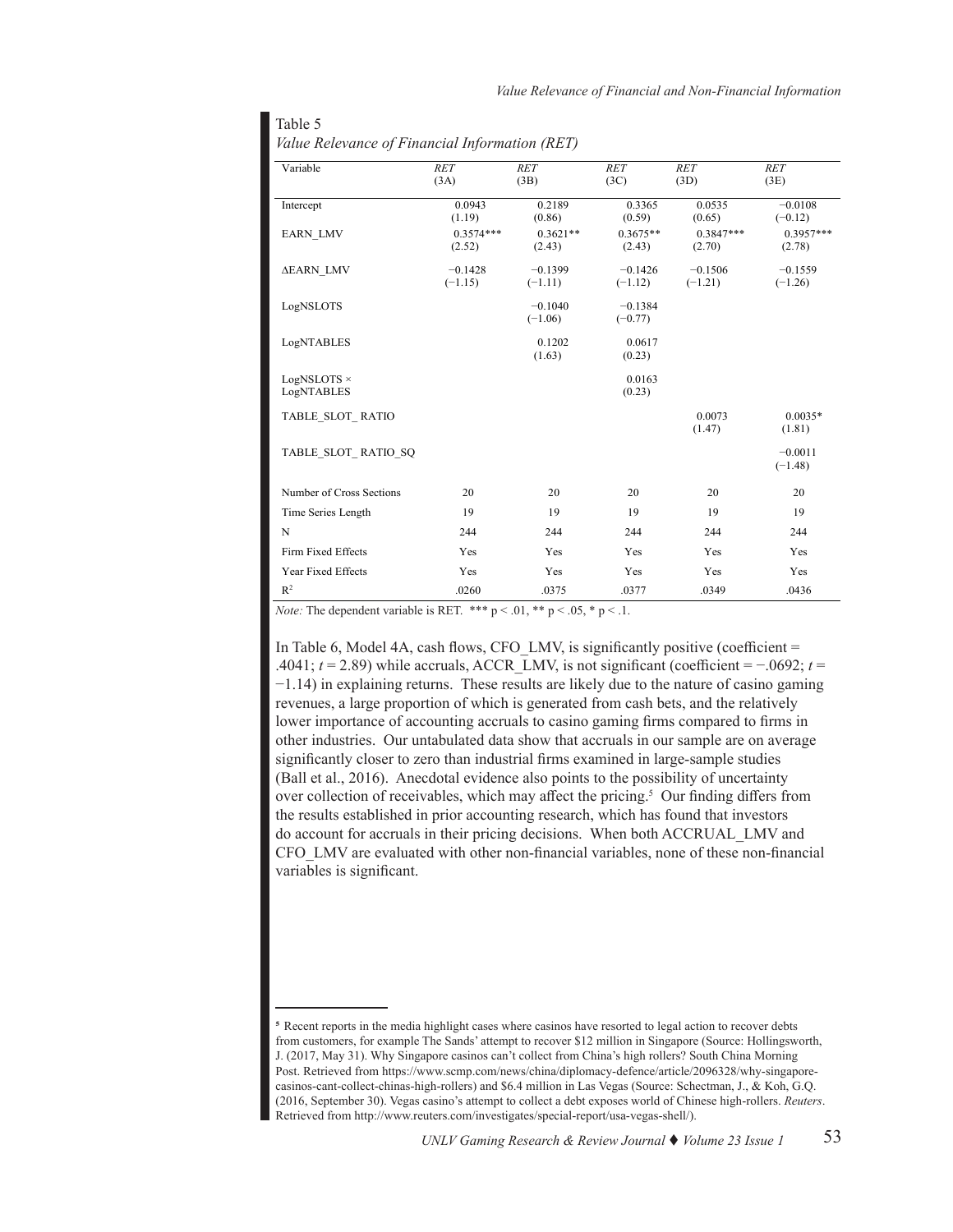Table 5

*Value Relevance of Financial Information (RET)*

| Variable | *RET* (3A) | *RET* (3B) | *RET* (3C) | *RET* (3D) | *RET* (3E) |
|---|---|---|---|---|---|
| Intercept | 0.0943 (1.19) | 0.2189 (0.86) | 0.3365 (0.59) | 0.0535 (0.65) | −0.0108 (−0.12) |
| EARN_LMV | 0.3574*** (2.52) | 0.3621** (2.43) | 0.3675** (2.43) | 0.3847*** (2.70) | 0.3957*** (2.78) |
| ΔEARN_LMV | −0.1428 (−1.15) | −0.1399 (−1.11) | −0.1426 (−1.12) | −0.1506 (−1.21) | −0.1559 (−1.26) |
| LogNSLOTS | | −0.1040 (−1.06) | −0.1384 (−0.77) | | |
| LogNTABLES | | 0.1202 (1.63) | 0.0617 (0.23) | | |
| LogNSLOTS × LogNTABLES | | | 0.0163 (0.23) | | |
| TABLE_SLOT_ RATIO | | | | 0.0073 (1.47) | 0.0035* (1.81) |
| TABLE_SLOT_ RATIO_SQ | | | | | −0.0011 (−1.48) |
| Number of Cross Sections | 20 | 20 | 20 | 20 | 20 |
| Time Series Length | 19 | 19 | 19 | 19 | 19 |
| N | 244 | 244 | 244 | 244 | 244 |
| Firm Fixed Effects | Yes | Yes | Yes | Yes | Yes |
| Year Fixed Effects | Yes | Yes | Yes | Yes | Yes |
| $R^2$ | .0260 | .0375 | .0377 | .0349 | .0436 |

*Note:* The dependent variable is RET. *** $p < .01$, ** $p < .05$, * $p < .1$.

In Table 6, Model 4A, cash flows, CFO_LMV, is significantly positive (coefficient = .4041; $t = 2.89$) while accruals, ACCR_LMV, is not significant (coefficient = −.0692; $t = -1.14$) in explaining returns. These results are likely due to the nature of casino gaming revenues, a large proportion of which is generated from cash bets, and the relatively lower importance of accounting accruals to casino gaming firms compared to firms in other industries. Our untabulated data show that accruals in our sample are on average significantly closer to zero than industrial firms examined in large-sample studies (Ball et al., 2016). Anecdotal evidence also points to the possibility of uncertainty over collection of receivables, which may affect the pricing.[5] Our finding differs from the results established in prior accounting research, which has found that investors do account for accruals in their pricing decisions. When both ACCRUAL_LMV and CFO_LMV are evaluated with other non-financial variables, none of these non-financial variables is significant.

[5] Recent reports in the media highlight cases where casinos have resorted to legal action to recover debts from customers, for example The Sands' attempt to recover $12 million in Singapore (Source: Hollingsworth, J. (2017, May 31). Why Singapore casinos can't collect from China's high rollers? South China Morning Post. Retrieved from https://www.scmp.com/news/china/diplomacy-defence/article/2096328/why-singapore-casinos-cant-collect-chinas-high-rollers) and $6.4 million in Las Vegas (Source: Schectman, J., & Koh, G.Q. (2016, September 30). Vegas casino's attempt to collect a debt exposes world of Chinese high-rollers. *Reuters*. Retrieved from http://www.reuters.com/investigates/special-report/usa-vegas-shell/).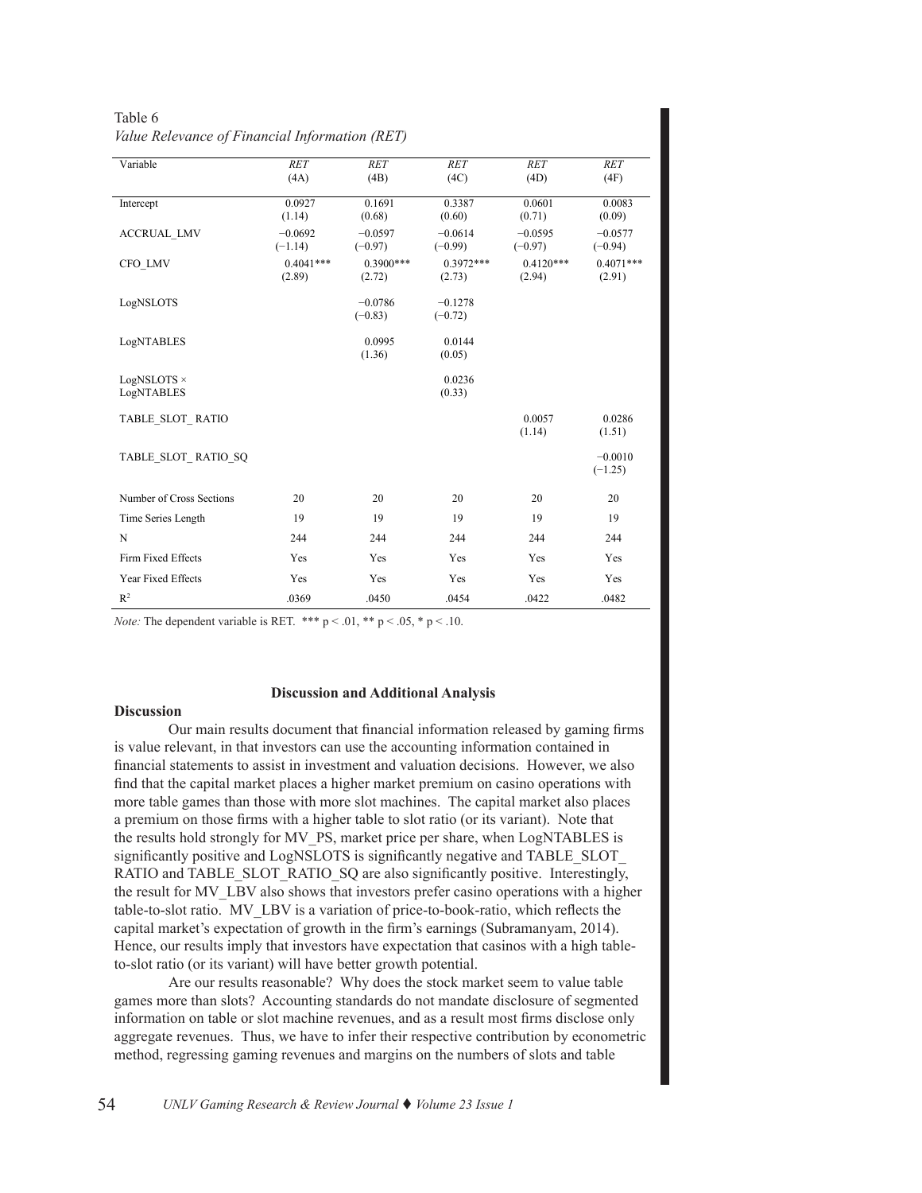Table 6
*Value Relevance of Financial Information (RET)*

| Variable | *RET* (4A) | *RET* (4B) | *RET* (4C) | *RET* (4D) | *RET* (4F) |
|---|---|---|---|---|---|
| Intercept | 0.0927 (1.14) | 0.1691 (0.68) | 0.3387 (0.60) | 0.0601 (0.71) | 0.0083 (0.09) |
| ACCRUAL_LMV | −0.0692 (−1.14) | −0.0597 (−0.97) | −0.0614 (−0.99) | −0.0595 (−0.97) | −0.0577 (−0.94) |
| CFO_LMV | 0.4041*** (2.89) | 0.3900*** (2.72) | 0.3972*** (2.73) | 0.4120*** (2.94) | 0.4071*** (2.91) |
| LogNSLOTS | | −0.0786 (−0.83) | −0.1278 (−0.72) | | |
| LogNTABLES | | 0.0995 (1.36) | 0.0144 (0.05) | | |
| LogNSLOTS × LogNTABLES | | | 0.0236 (0.33) | | |
| TABLE_SLOT_ RATIO | | | | 0.0057 (1.14) | 0.0286 (1.51) |
| TABLE_SLOT_ RATIO_SQ | | | | | −0.0010 (−1.25) |
| Number of Cross Sections | 20 | 20 | 20 | 20 | 20 |
| Time Series Length | 19 | 19 | 19 | 19 | 19 |
| N | 244 | 244 | 244 | 244 | 244 |
| Firm Fixed Effects | Yes | Yes | Yes | Yes | Yes |
| Year Fixed Effects | Yes | Yes | Yes | Yes | Yes |
| $R^2$ | .0369 | .0450 | .0454 | .0422 | .0482 |

*Note:* The dependent variable is RET. *** $p < .01$, ** $p < .05$, * $p < .10$.

## Discussion and Additional Analysis

### Discussion

Our main results document that financial information released by gaming firms is value relevant, in that investors can use the accounting information contained in financial statements to assist in investment and valuation decisions. However, we also find that the capital market places a higher market premium on casino operations with more table games than those with more slot machines. The capital market also places a premium on those firms with a higher table to slot ratio (or its variant). Note that the results hold strongly for MV_PS, market price per share, when LogNTABLES is significantly positive and LogNSLOTS is significantly negative and TABLE_SLOT_ RATIO and TABLE_SLOT_RATIO_SQ are also significantly positive. Interestingly, the result for MV_LBV also shows that investors prefer casino operations with a higher table-to-slot ratio. MV_LBV is a variation of price-to-book-ratio, which reflects the capital market's expectation of growth in the firm's earnings (Subramanyam, 2014). Hence, our results imply that investors have expectation that casinos with a high table-to-slot ratio (or its variant) will have better growth potential.

Are our results reasonable? Why does the stock market seem to value table games more than slots? Accounting standards do not mandate disclosure of segmented information on table or slot machine revenues, and as a result most firms disclose only aggregate revenues. Thus, we have to infer their respective contribution by econometric method, regressing gaming revenues and margins on the numbers of slots and table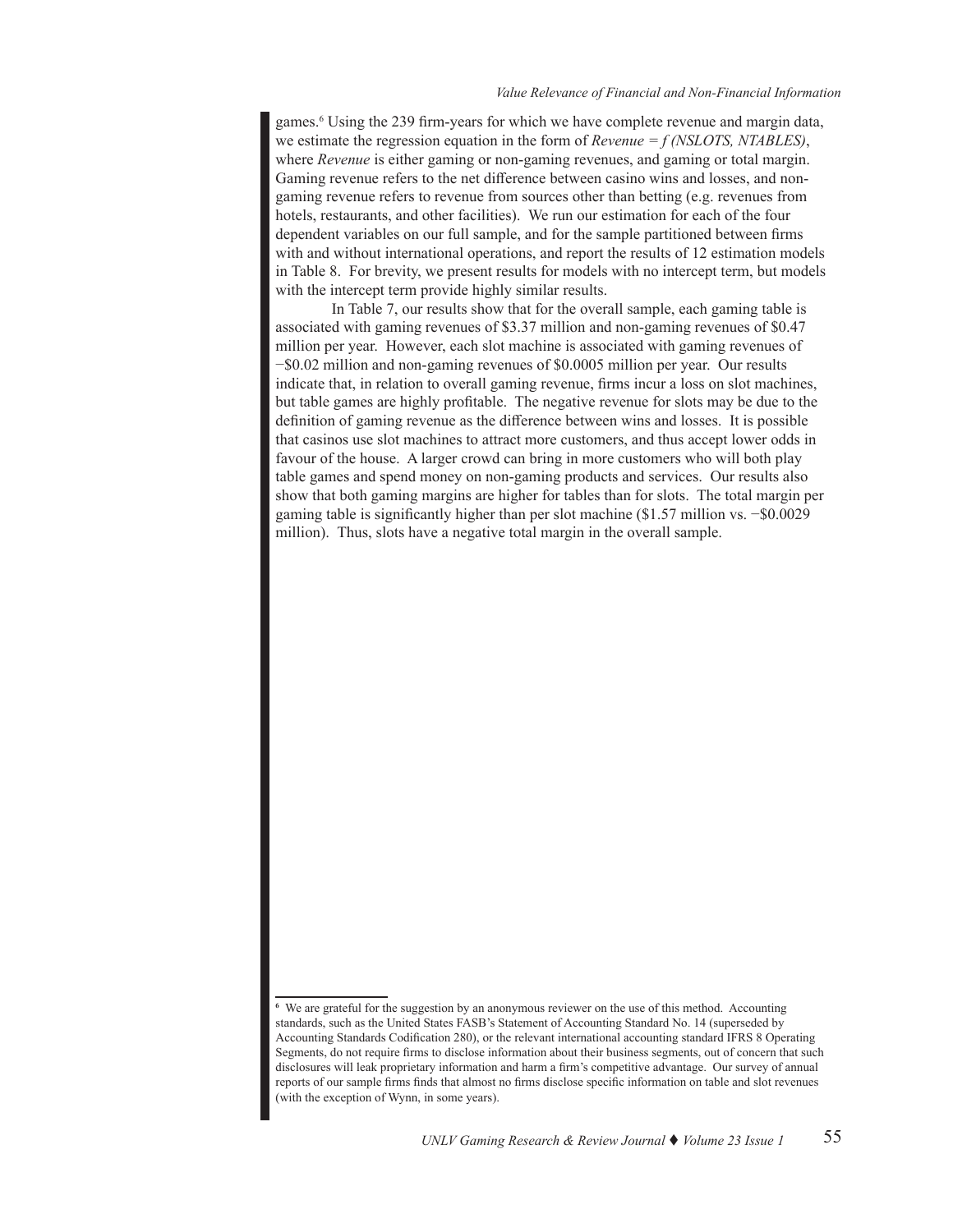games.[6] Using the 239 firm-years for which we have complete revenue and margin data, we estimate the regression equation in the form of *Revenue = f (NSLOTS, NTABLES)*, where *Revenue* is either gaming or non-gaming revenues, and gaming or total margin. Gaming revenue refers to the net difference between casino wins and losses, and non-gaming revenue refers to revenue from sources other than betting (e.g. revenues from hotels, restaurants, and other facilities). We run our estimation for each of the four dependent variables on our full sample, and for the sample partitioned between firms with and without international operations, and report the results of 12 estimation models in Table 8. For brevity, we present results for models with no intercept term, but models with the intercept term provide highly similar results.

In Table 7, our results show that for the overall sample, each gaming table is associated with gaming revenues of \$3.37 million and non-gaming revenues of \$0.47 million per year. However, each slot machine is associated with gaming revenues of −\$0.02 million and non-gaming revenues of \$0.0005 million per year. Our results indicate that, in relation to overall gaming revenue, firms incur a loss on slot machines, but table games are highly profitable. The negative revenue for slots may be due to the definition of gaming revenue as the difference between wins and losses. It is possible that casinos use slot machines to attract more customers, and thus accept lower odds in favour of the house. A larger crowd can bring in more customers who will both play table games and spend money on non-gaming products and services. Our results also show that both gaming margins are higher for tables than for slots. The total margin per gaming table is significantly higher than per slot machine (\$1.57 million vs. −\$0.0029 million). Thus, slots have a negative total margin in the overall sample.

---

[6] We are grateful for the suggestion by an anonymous reviewer on the use of this method. Accounting standards, such as the United States FASB's Statement of Accounting Standard No. 14 (superseded by Accounting Standards Codification 280), or the relevant international accounting standard IFRS 8 Operating Segments, do not require firms to disclose information about their business segments, out of concern that such disclosures will leak proprietary information and harm a firm's competitive advantage. Our survey of annual reports of our sample firms finds that almost no firms disclose specific information on table and slot revenues (with the exception of Wynn, in some years).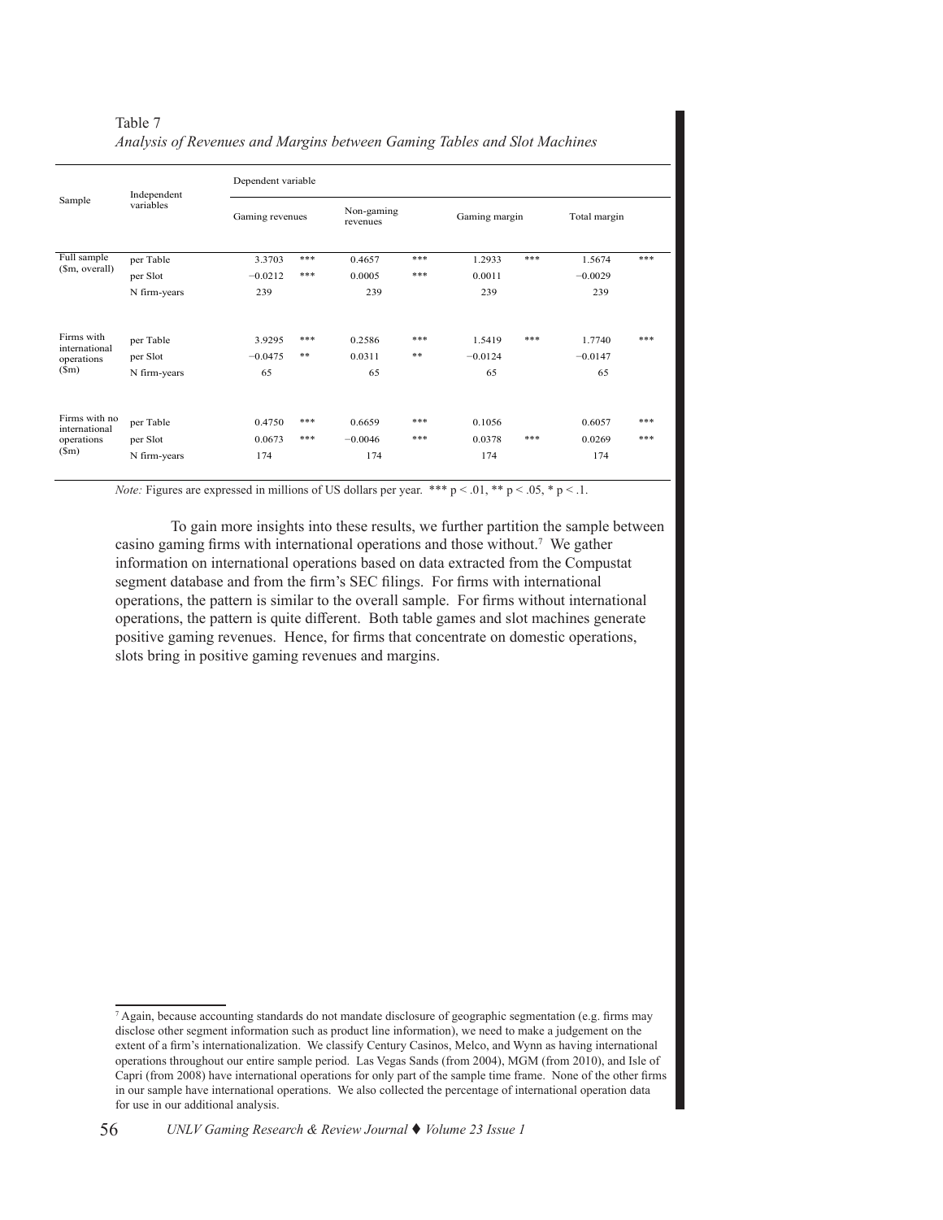Table 7
*Analysis of Revenues and Margins between Gaming Tables and Slot Machines*

| Sample | Independent variables | Dependent variable | | | | | | | |
|---|---|---|---|---|---|---|---|---|---|
| | | Gaming revenues | | Non-gaming revenues | | Gaming margin | | Total margin | |
| Full sample ($m, overall) | per Table | 3.3703 | *** | 0.4657 | *** | 1.2933 | *** | 1.5674 | *** |
| | per Slot | −0.0212 | *** | 0.0005 | *** | 0.0011 | | −0.0029 | |
| | N firm-years | 239 | | 239 | | 239 | | 239 | |
| Firms with international operations ($m) | per Table | 3.9295 | *** | 0.2586 | *** | 1.5419 | *** | 1.7740 | *** |
| | per Slot | −0.0475 | ** | 0.0311 | ** | −0.0124 | | −0.0147 | |
| | N firm-years | 65 | | 65 | | 65 | | 65 | |
| Firms with no international operations ($m) | per Table | 0.4750 | *** | 0.6659 | *** | 0.1056 | | 0.6057 | *** |
| | per Slot | 0.0673 | *** | −0.0046 | *** | 0.0378 | *** | 0.0269 | *** |
| | N firm-years | 174 | | 174 | | 174 | | 174 | |

*Note:* Figures are expressed in millions of US dollars per year. *** $p < .01$, ** $p < .05$, * $p < .1$.

To gain more insights into these results, we further partition the sample between casino gaming firms with international operations and those without.[7] We gather information on international operations based on data extracted from the Compustat segment database and from the firm's SEC filings. For firms with international operations, the pattern is similar to the overall sample. For firms without international operations, the pattern is quite different. Both table games and slot machines generate positive gaming revenues. Hence, for firms that concentrate on domestic operations, slots bring in positive gaming revenues and margins.

[7] Again, because accounting standards do not mandate disclosure of geographic segmentation (e.g. firms may disclose other segment information such as product line information), we need to make a judgement on the extent of a firm's internationalization. We classify Century Casinos, Melco, and Wynn as having international operations throughout our entire sample period. Las Vegas Sands (from 2004), MGM (from 2010), and Isle of Capri (from 2008) have international operations for only part of the sample time frame. None of the other firms in our sample have international operations. We also collected the percentage of international operation data for use in our additional analysis.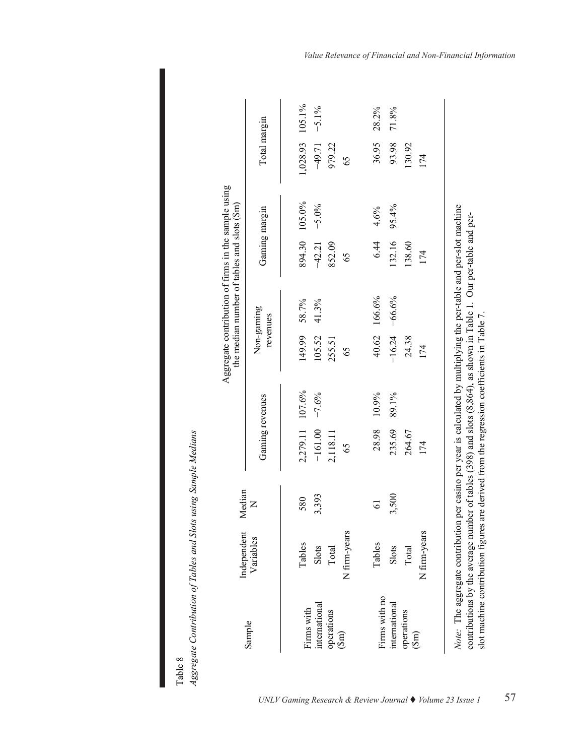Table 8

*Aggregate Contribution of Tables and Slots using Sample Medians*

| Sample | Independent Variables | Median N | Aggregate contribution of firms in the sample using the median number of tables and slots ($m) | | | | | | | |
|---|---|---|---|---|---|---|---|---|---|---|
| | | | Gaming revenues | | Non-gaming revenues | | Gaming margin | | Total margin | |
| Firms with international operations ($m) | Tables | 580 | 2,279.11 | 107.6% | 149.99 | 58.7% | 894.30 | 105.0% | 1,028.93 | 105.1% |
| | Slots | 3,393 | −161.00 | −7.6% | 105.52 | 41.3% | −42.21 | −5.0% | −49.71 | −5.1% |
| | Total | | 2,118.11 | | 255.51 | | 852.09 | | 979.22 | |
| | N firm-years | | 65 | | 65 | | 65 | | 65 | |
| Firms with no international operations ($m) | Tables | 61 | 28.98 | 10.9% | 40.62 | 166.6% | 6.44 | 4.6% | 36.95 | 28.2% |
| | Slots | 3,500 | 235.69 | 89.1% | −16.24 | −66.6% | 132.16 | 95.4% | 93.98 | 71.8% |
| | Total | | 264.67 | | 24.38 | | 138.60 | | 130.92 | |
| | N firm-years | | 174 | | 174 | | 174 | | 174 | |

*Note*: The aggregate contribution per casino per year is calculated by multiplying the per-table and per-slot machine contributions by the average number of tables (398) and slots (8,864), as shown in Table 1. Our per-table and per-slot machine contribution figures are derived from the regression coefficients in Table 7.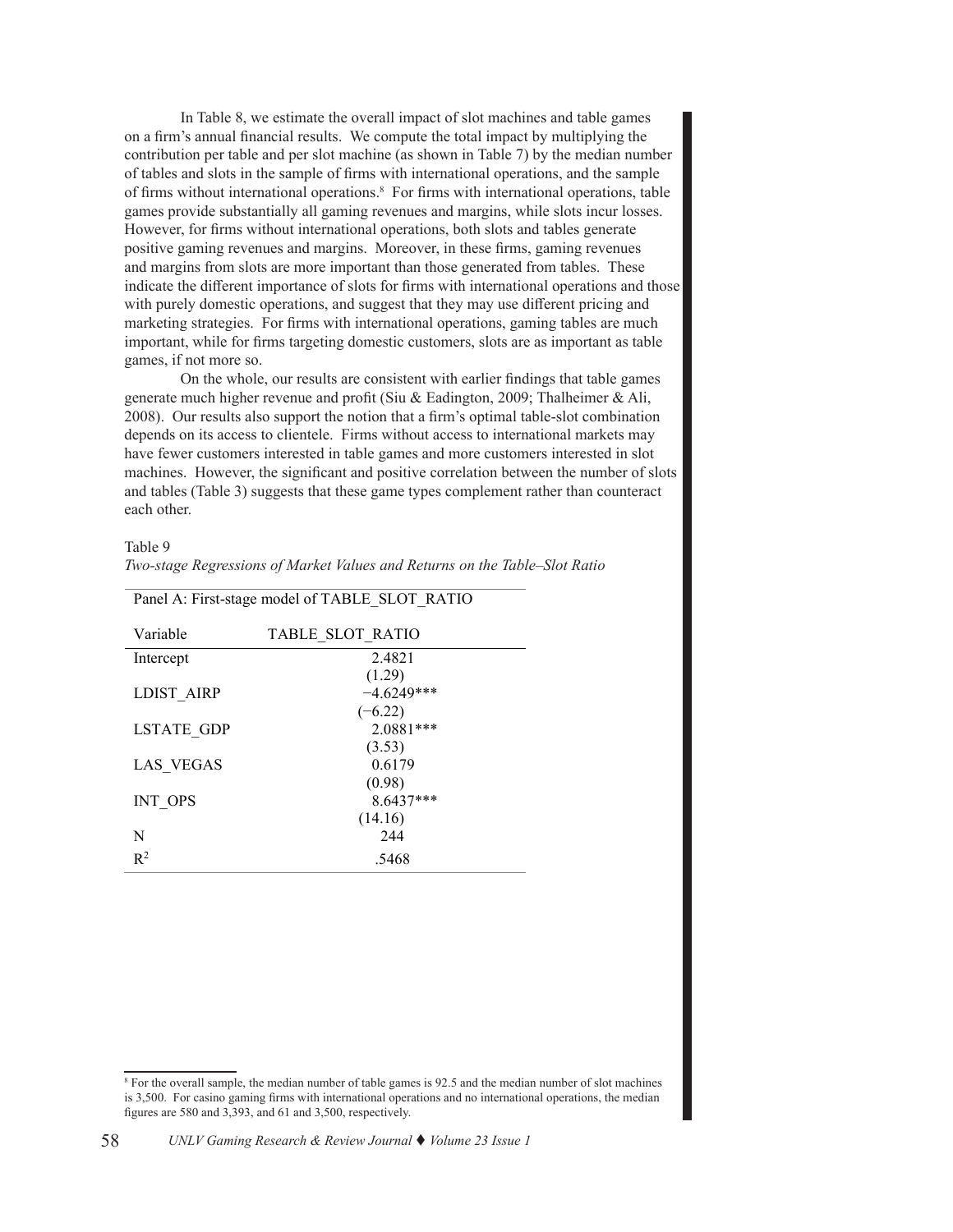In Table 8, we estimate the overall impact of slot machines and table games on a firm's annual financial results. We compute the total impact by multiplying the contribution per table and per slot machine (as shown in Table 7) by the median number of tables and slots in the sample of firms with international operations, and the sample of firms without international operations.[8] For firms with international operations, table games provide substantially all gaming revenues and margins, while slots incur losses. However, for firms without international operations, both slots and tables generate positive gaming revenues and margins. Moreover, in these firms, gaming revenues and margins from slots are more important than those generated from tables. These indicate the different importance of slots for firms with international operations and those with purely domestic operations, and suggest that they may use different pricing and marketing strategies. For firms with international operations, gaming tables are much important, while for firms targeting domestic customers, slots are as important as table games, if not more so.

On the whole, our results are consistent with earlier findings that table games generate much higher revenue and profit (Siu & Eadington, 2009; Thalheimer & Ali, 2008). Our results also support the notion that a firm's optimal table-slot combination depends on its access to clientele. Firms without access to international markets may have fewer customers interested in table games and more customers interested in slot machines. However, the significant and positive correlation between the number of slots and tables (Table 3) suggests that these game types complement rather than counteract each other.

Table 9

*Two-stage Regressions of Market Values and Returns on the Table–Slot Ratio*

Panel A: First-stage model of TABLE_SLOT_RATIO

| Variable | TABLE_SLOT_RATIO |
|---|---|
| Intercept | 2.4821 |
| | (1.29) |
| LDIST_AIRP | −4.6249*** |
| | (−6.22) |
| LSTATE_GDP | 2.0881*** |
| | (3.53) |
| LAS_VEGAS | 0.6179 |
| | (0.98) |
| INT_OPS | 8.6437*** |
| | (14.16) |
| N | 244 |
| $R^2$ | .5468 |

[8] For the overall sample, the median number of table games is 92.5 and the median number of slot machines is 3,500. For casino gaming firms with international operations and no international operations, the median figures are 580 and 3,393, and 61 and 3,500, respectively.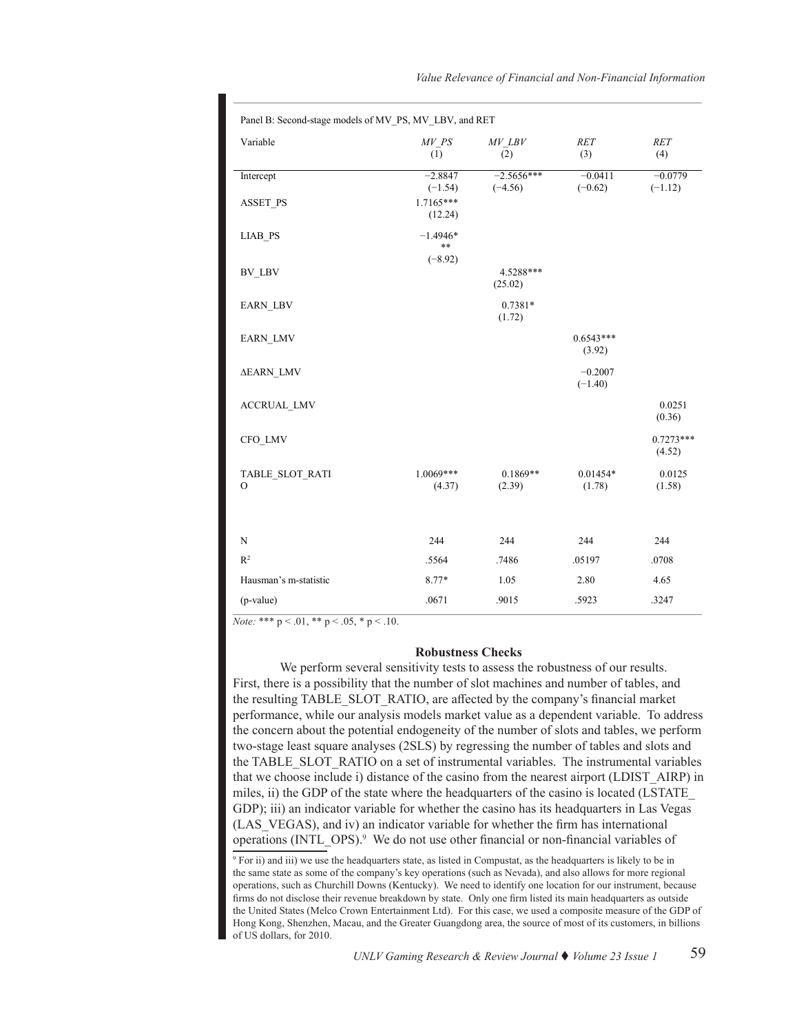Panel B: Second-stage models of MV_PS, MV_LBV, and RET

| Variable | *MV_PS* (1) | *MV_LBV* (2) | *RET* (3) | *RET* (4) |
|---|---|---|---|---|
| Intercept | −2.8847 (−1.54) | −2.5656*** (−4.56) | −0.0411 (−0.62) | −0.0779 (−1.12) |
| ASSET_PS | 1.7165*** (12.24) | | | |
| LIAB_PS | −1.4946*** (−8.92) | | | |
| BV_LBV | | 4.5288*** (25.02) | | |
| EARN_LBV | | 0.7381* (1.72) | | |
| EARN_LMV | | | 0.6543*** (3.92) | |
| ΔEARN_LMV | | | −0.2007 (−1.40) | |
| ACCRUAL_LMV | | | | 0.0251 (0.36) |
| CFO_LMV | | | | 0.7273*** (4.52) |
| TABLE_SLOT_RATIO | 1.0069*** (4.37) | 0.1869** (2.39) | 0.01454* (1.78) | 0.0125 (1.58) |
| N | 244 | 244 | 244 | 244 |
| $R^2$ | .5564 | .7486 | .05197 | .0708 |
| Hausman's m-statistic | 8.77* | 1.05 | 2.80 | 4.65 |
| (p-value) | .0671 | .9015 | .5923 | .3247 |

*Note:* *** $p < .01$, ** $p < .05$, * $p < .10$.

### Robustness Checks

We perform several sensitivity tests to assess the robustness of our results. First, there is a possibility that the number of slot machines and number of tables, and the resulting TABLE_SLOT_RATIO, are affected by the company's financial market performance, while our analysis models market value as a dependent variable. To address the concern about the potential endogeneity of the number of slots and tables, we perform two-stage least square analyses (2SLS) by regressing the number of tables and slots and the TABLE_SLOT_RATIO on a set of instrumental variables. The instrumental variables that we choose include i) distance of the casino from the nearest airport (LDIST_AIRP) in miles, ii) the GDP of the state where the headquarters of the casino is located (LSTATE_GDP); iii) an indicator variable for whether the casino has its headquarters in Las Vegas (LAS_VEGAS), and iv) an indicator variable for whether the firm has international operations (INTL_OPS).[9] We do not use other financial or non-financial variables of

[9] For ii) and iii) we use the headquarters state, as listed in Compustat, as the headquarters is likely to be in the same state as some of the company's key operations (such as Nevada), and also allows for more regional operations, such as Churchill Downs (Kentucky). We need to identify one location for our instrument, because firms do not disclose their revenue breakdown by state. Only one firm listed its main headquarters as outside the United States (Melco Crown Entertainment Ltd). For this case, we used a composite measure of the GDP of Hong Kong, Shenzhen, Macau, and the Greater Guangdong area, the source of most of its customers, in billions of US dollars, for 2010.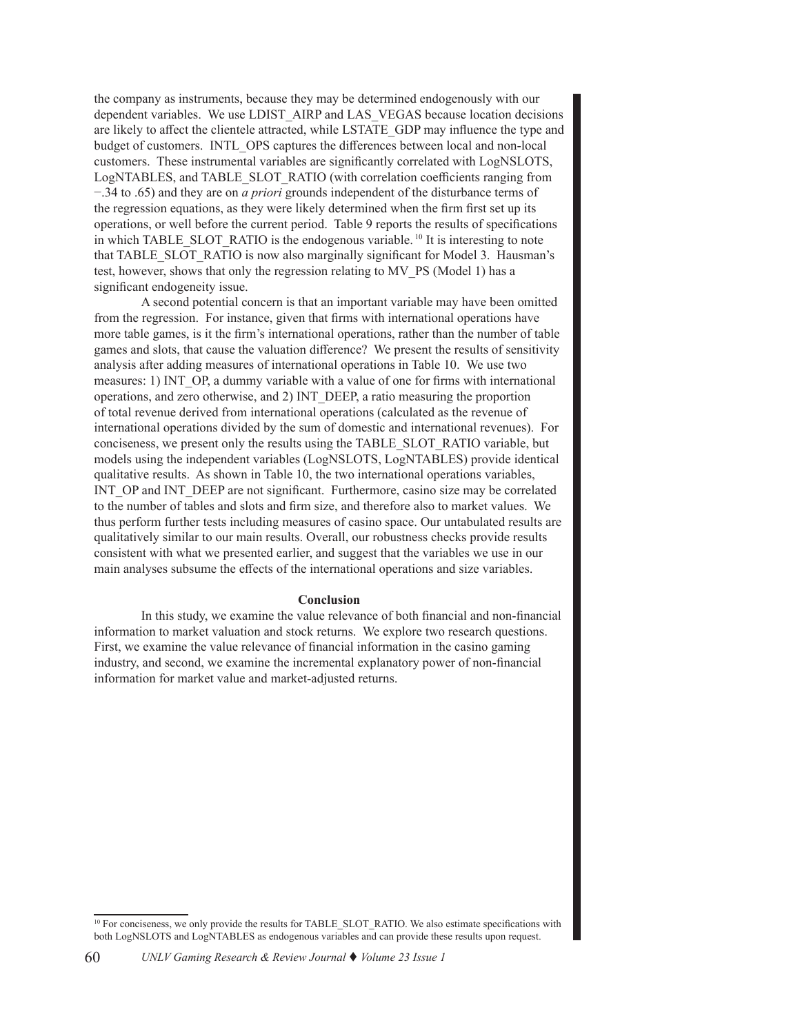the company as instruments, because they may be determined endogenously with our dependent variables. We use LDIST_AIRP and LAS_VEGAS because location decisions are likely to affect the clientele attracted, while LSTATE_GDP may influence the type and budget of customers. INTL_OPS captures the differences between local and non-local customers. These instrumental variables are significantly correlated with LogNSLOTS, LogNTABLES, and TABLE_SLOT_RATIO (with correlation coefficients ranging from −.34 to .65) and they are on *a priori* grounds independent of the disturbance terms of the regression equations, as they were likely determined when the firm first set up its operations, or well before the current period. Table 9 reports the results of specifications in which TABLE_SLOT_RATIO is the endogenous variable.[10] It is interesting to note that TABLE_SLOT_RATIO is now also marginally significant for Model 3. Hausman's test, however, shows that only the regression relating to MV_PS (Model 1) has a significant endogeneity issue.

A second potential concern is that an important variable may have been omitted from the regression. For instance, given that firms with international operations have more table games, is it the firm's international operations, rather than the number of table games and slots, that cause the valuation difference? We present the results of sensitivity analysis after adding measures of international operations in Table 10. We use two measures: 1) INT_OP, a dummy variable with a value of one for firms with international operations, and zero otherwise, and 2) INT_DEEP, a ratio measuring the proportion of total revenue derived from international operations (calculated as the revenue of international operations divided by the sum of domestic and international revenues). For conciseness, we present only the results using the TABLE_SLOT_RATIO variable, but models using the independent variables (LogNSLOTS, LogNTABLES) provide identical qualitative results. As shown in Table 10, the two international operations variables, INT_OP and INT_DEEP are not significant. Furthermore, casino size may be correlated to the number of tables and slots and firm size, and therefore also to market values. We thus perform further tests including measures of casino space. Our untabulated results are qualitatively similar to our main results. Overall, our robustness checks provide results consistent with what we presented earlier, and suggest that the variables we use in our main analyses subsume the effects of the international operations and size variables.

## Conclusion

In this study, we examine the value relevance of both financial and non-financial information to market valuation and stock returns. We explore two research questions. First, we examine the value relevance of financial information in the casino gaming industry, and second, we examine the incremental explanatory power of non-financial information for market value and market-adjusted returns.

[10] For conciseness, we only provide the results for TABLE_SLOT_RATIO. We also estimate specifications with both LogNSLOTS and LogNTABLES as endogenous variables and can provide these results upon request.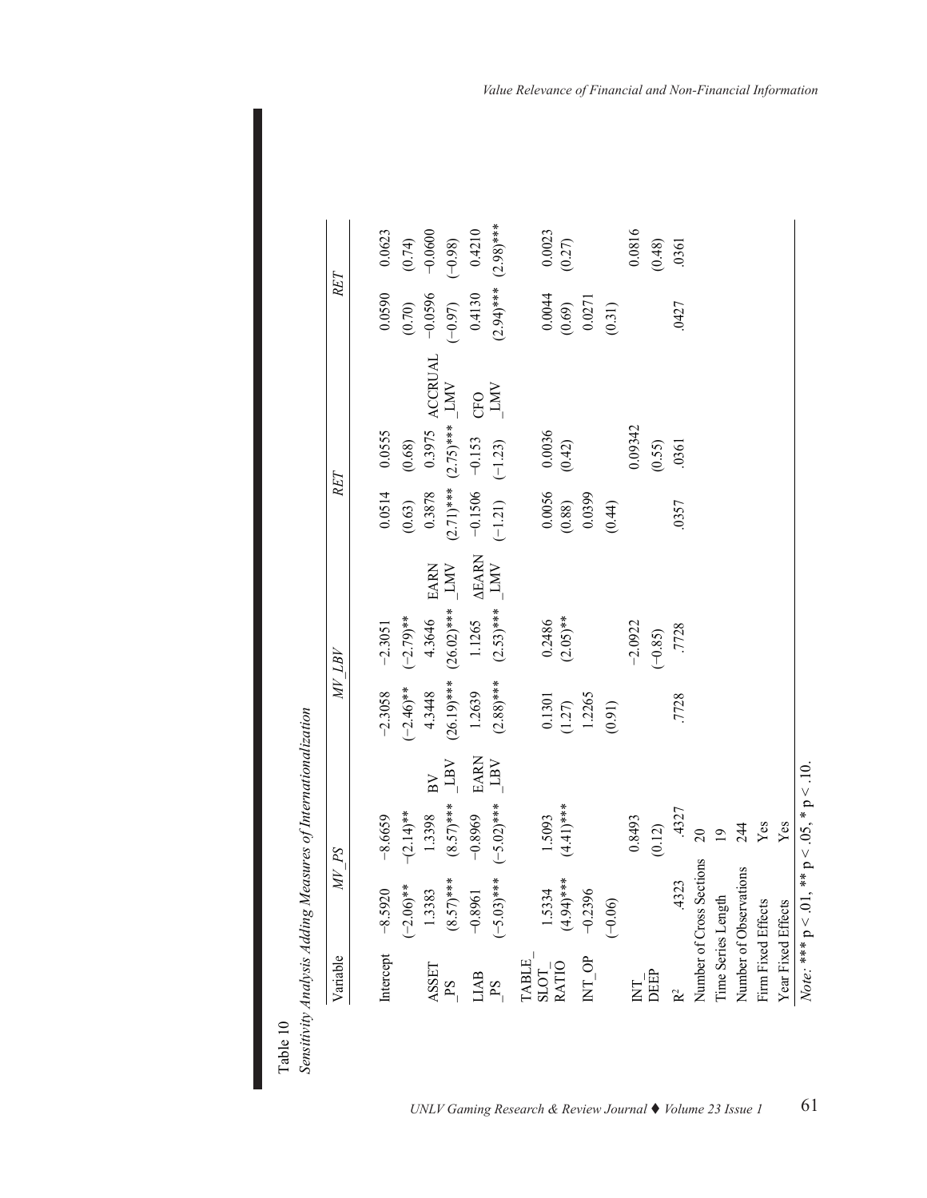Table 10

*Sensitivity Analysis Adding Measures of Internationalization*

| Variable | *MV_PS* | | | *MV_LBV* | | | *RET* | | | *RET* | |
|---|---|---|---|---|---|---|---|---|---|---|---|
| Intercept | −8.5920 | −8.6659 | | −2.3058 | −2.3051 | | 0.0514 | 0.0555 | | 0.0590 | 0.0623 |
| | (−2.06)** | (−2.14)** | | (−2.46)** | (−2.79)** | | (0.63) | (0.68) | | (0.70) | (0.74) |
| ASSET_PS | 1.3383 | 1.3398 | BV_LBV | 4.3448 | 4.3646 | EARN_LMV | 0.3878 | 0.3975 | ACCRUAL_LMV | −0.0596 | −0.0600 |
| | (8.57)*** | (8.57)*** | | (26.19)*** | (26.02)*** | | (2.71)*** | (2.75)*** | | (−0.97) | (−0.98) |
| LIAB_PS | −0.8961 | −0.8969 | EARN_LBV | 1.2639 | 1.1265 | ΔEARN_LMV | −0.1506 | −0.153 | CFO_LMV | 0.4130 | 0.4210 |
| | (−5.03)*** | (−5.02)*** | | (2.88)*** | (2.53)*** | | (−1.21) | (−1.23) | | (2.94)*** | (2.98)*** |
| TABLE_SLOT_RATIO | 1.5334 | 1.5093 | | 0.1301 | 0.2486 | | 0.0056 | 0.0036 | | 0.0044 | 0.0023 |
| | (4.94)*** | (4.41)*** | | (1.27) | (2.05)** | | (0.88) | (0.42) | | (0.69) | (0.27) |
| INT_OP | −0.2396 | | | 1.2265 | | | 0.0399 | | | 0.0271 | |
| | (−0.06) | | | (0.91) | | | (0.44) | | | (0.31) | |
| INT_DEEP | | 0.8493 | | | −2.0922 | | | 0.09342 | | | 0.0816 |
| | | (0.12) | | | (−0.85) | | | (0.55) | | | (0.48) |
| $R^2$ | .4323 | .4327 | | .7728 | .7728 | | .0357 | .0361 | | .0427 | .0361 |
| Number of Cross Sections | 20 | | | | | | | | | | |
| Time Series Length | 19 | | | | | | | | | | |
| Number of Observations | 244 | | | | | | | | | | |
| Firm Fixed Effects | Yes | | | | | | | | | | |
| Year Fixed Effects | Yes | | | | | | | | | | |

*Note*: *** $p < .01$, ** $p < .05$, * $p < .10$.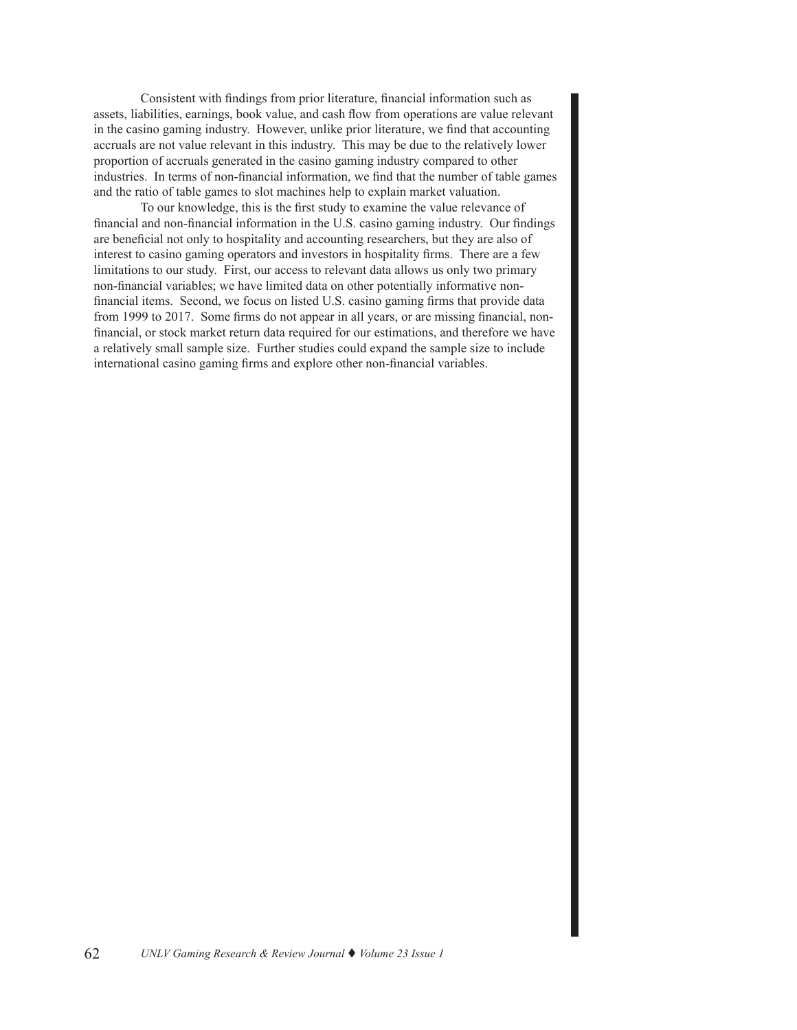Consistent with findings from prior literature, financial information such as assets, liabilities, earnings, book value, and cash flow from operations are value relevant in the casino gaming industry. However, unlike prior literature, we find that accounting accruals are not value relevant in this industry. This may be due to the relatively lower proportion of accruals generated in the casino gaming industry compared to other industries. In terms of non-financial information, we find that the number of table games and the ratio of table games to slot machines help to explain market valuation.

To our knowledge, this is the first study to examine the value relevance of financial and non-financial information in the U.S. casino gaming industry. Our findings are beneficial not only to hospitality and accounting researchers, but they are also of interest to casino gaming operators and investors in hospitality firms. There are a few limitations to our study. First, our access to relevant data allows us only two primary non-financial variables; we have limited data on other potentially informative non-financial items. Second, we focus on listed U.S. casino gaming firms that provide data from 1999 to 2017. Some firms do not appear in all years, or are missing financial, non-financial, or stock market return data required for our estimations, and therefore we have a relatively small sample size. Further studies could expand the sample size to include international casino gaming firms and explore other non-financial variables.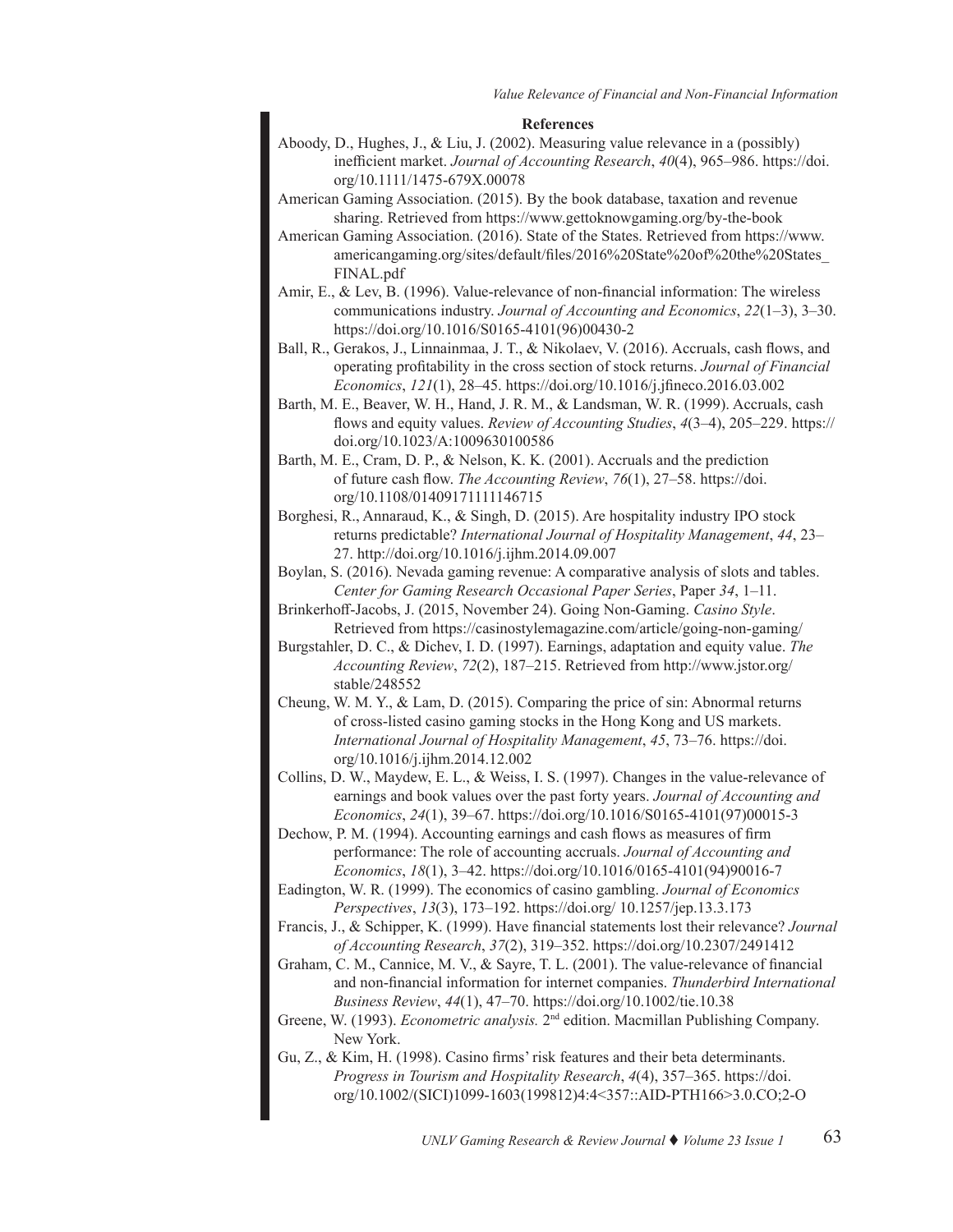**References**

Aboody, D., Hughes, J., & Liu, J. (2002). Measuring value relevance in a (possibly) inefficient market. *Journal of Accounting Research*, *40*(4), 965–986. https://doi.org/10.1111/1475-679X.00078

American Gaming Association. (2015). By the book database, taxation and revenue sharing. Retrieved from https://www.gettoknowgaming.org/by-the-book

American Gaming Association. (2016). State of the States. Retrieved from https://www.americangaming.org/sites/default/files/2016%20State%20of%20the%20States_FINAL.pdf

Amir, E., & Lev, B. (1996). Value-relevance of non-financial information: The wireless communications industry. *Journal of Accounting and Economics*, *22*(1–3), 3–30. https://doi.org/10.1016/S0165-4101(96)00430-2

Ball, R., Gerakos, J., Linnainmaa, J. T., & Nikolaev, V. (2016). Accruals, cash flows, and operating profitability in the cross section of stock returns. *Journal of Financial Economics*, *121*(1), 28–45. https://doi.org/10.1016/j.jfineco.2016.03.002

Barth, M. E., Beaver, W. H., Hand, J. R. M., & Landsman, W. R. (1999). Accruals, cash flows and equity values. *Review of Accounting Studies*, *4*(3–4), 205–229. https://doi.org/10.1023/A:1009630100586

Barth, M. E., Cram, D. P., & Nelson, K. K. (2001). Accruals and the prediction of future cash flow. *The Accounting Review*, *76*(1), 27–58. https://doi.org/10.1108/01409171111146715

Borghesi, R., Annaraud, K., & Singh, D. (2015). Are hospitality industry IPO stock returns predictable? *International Journal of Hospitality Management*, *44*, 23–27. http://doi.org/10.1016/j.ijhm.2014.09.007

Boylan, S. (2016). Nevada gaming revenue: A comparative analysis of slots and tables. *Center for Gaming Research Occasional Paper Series*, Paper *34*, 1–11.

Brinkerhoff-Jacobs, J. (2015, November 24). Going Non-Gaming. *Casino Style*. Retrieved from https://casinostylemagazine.com/article/going-non-gaming/

Burgstahler, D. C., & Dichev, I. D. (1997). Earnings, adaptation and equity value. *The Accounting Review*, *72*(2), 187–215. Retrieved from http://www.jstor.org/stable/248552

Cheung, W. M. Y., & Lam, D. (2015). Comparing the price of sin: Abnormal returns of cross-listed casino gaming stocks in the Hong Kong and US markets. *International Journal of Hospitality Management*, *45*, 73–76. https://doi.org/10.1016/j.ijhm.2014.12.002

Collins, D. W., Maydew, E. L., & Weiss, I. S. (1997). Changes in the value-relevance of earnings and book values over the past forty years. *Journal of Accounting and Economics*, *24*(1), 39–67. https://doi.org/10.1016/S0165-4101(97)00015-3

Dechow, P. M. (1994). Accounting earnings and cash flows as measures of firm performance: The role of accounting accruals. *Journal of Accounting and Economics*, *18*(1), 3–42. https://doi.org/10.1016/0165-4101(94)90016-7

Eadington, W. R. (1999). The economics of casino gambling. *Journal of Economics Perspectives*, *13*(3), 173–192. https://doi.org/ 10.1257/jep.13.3.173

Francis, J., & Schipper, K. (1999). Have financial statements lost their relevance? *Journal of Accounting Research*, *37*(2), 319–352. https://doi.org/10.2307/2491412

Graham, C. M., Cannice, M. V., & Sayre, T. L. (2001). The value-relevance of financial and non-financial information for internet companies. *Thunderbird International Business Review*, *44*(1), 47–70. https://doi.org/10.1002/tie.10.38

Greene, W. (1993). *Econometric analysis.* 2nd edition. Macmillan Publishing Company. New York.

Gu, Z., & Kim, H. (1998). Casino firms' risk features and their beta determinants. *Progress in Tourism and Hospitality Research*, *4*(4), 357–365. https://doi.org/10.1002/(SICI)1099-1603(199812)4:4<357::AID-PTH166>3.0.CO;2-O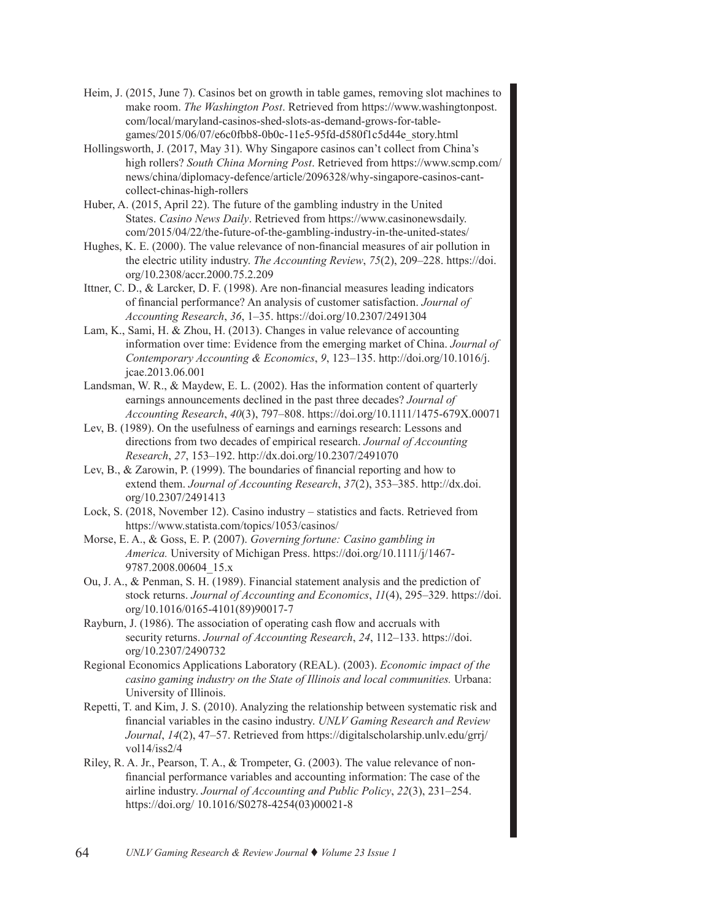Heim, J. (2015, June 7). Casinos bet on growth in table games, removing slot machines to make room. *The Washington Post*. Retrieved from https://www.washingtonpost.com/local/maryland-casinos-shed-slots-as-demand-grows-for-table-games/2015/06/07/e6c0fbb8-0b0c-11e5-95fd-d580f1c5d44e_story.html

Hollingsworth, J. (2017, May 31). Why Singapore casinos can't collect from China's high rollers? *South China Morning Post*. Retrieved from https://www.scmp.com/news/china/diplomacy-defence/article/2096328/why-singapore-casinos-cant-collect-chinas-high-rollers

Huber, A. (2015, April 22). The future of the gambling industry in the United States. *Casino News Daily*. Retrieved from https://www.casinonewsdaily.com/2015/04/22/the-future-of-the-gambling-industry-in-the-united-states/

Hughes, K. E. (2000). The value relevance of non-financial measures of air pollution in the electric utility industry. *The Accounting Review*, *75*(2), 209–228. https://doi.org/10.2308/accr.2000.75.2.209

Ittner, C. D., & Larcker, D. F. (1998). Are non-financial measures leading indicators of financial performance? An analysis of customer satisfaction. *Journal of Accounting Research*, *36*, 1–35. https://doi.org/10.2307/2491304

Lam, K., Sami, H. & Zhou, H. (2013). Changes in value relevance of accounting information over time: Evidence from the emerging market of China. *Journal of Contemporary Accounting & Economics*, *9*, 123–135. http://doi.org/10.1016/j.jcae.2013.06.001

Landsman, W. R., & Maydew, E. L. (2002). Has the information content of quarterly earnings announcements declined in the past three decades? *Journal of Accounting Research*, *40*(3), 797–808. https://doi.org/10.1111/1475-679X.00071

Lev, B. (1989). On the usefulness of earnings and earnings research: Lessons and directions from two decades of empirical research. *Journal of Accounting Research*, *27*, 153–192. http://dx.doi.org/10.2307/2491070

Lev, B., & Zarowin, P. (1999). The boundaries of financial reporting and how to extend them. *Journal of Accounting Research*, *37*(2), 353–385. http://dx.doi.org/10.2307/2491413

Lock, S. (2018, November 12). Casino industry – statistics and facts. Retrieved from https://www.statista.com/topics/1053/casinos/

Morse, E. A., & Goss, E. P. (2007). *Governing fortune: Casino gambling in America.* University of Michigan Press. https://doi.org/10.1111/j/1467-9787.2008.00604_15.x

Ou, J. A., & Penman, S. H. (1989). Financial statement analysis and the prediction of stock returns. *Journal of Accounting and Economics*, *11*(4), 295–329. https://doi.org/10.1016/0165-4101(89)90017-7

Rayburn, J. (1986). The association of operating cash flow and accruals with security returns. *Journal of Accounting Research*, *24*, 112–133. https://doi.org/10.2307/2490732

Regional Economics Applications Laboratory (REAL). (2003). *Economic impact of the casino gaming industry on the State of Illinois and local communities.* Urbana: University of Illinois.

Repetti, T. and Kim, J. S. (2010). Analyzing the relationship between systematic risk and financial variables in the casino industry. *UNLV Gaming Research and Review Journal*, *14*(2), 47–57. Retrieved from https://digitalscholarship.unlv.edu/grrj/vol14/iss2/4

Riley, R. A. Jr., Pearson, T. A., & Trompeter, G. (2003). The value relevance of non-financial performance variables and accounting information: The case of the airline industry. *Journal of Accounting and Public Policy*, *22*(3), 231–254. https://doi.org/ 10.1016/S0278-4254(03)00021-8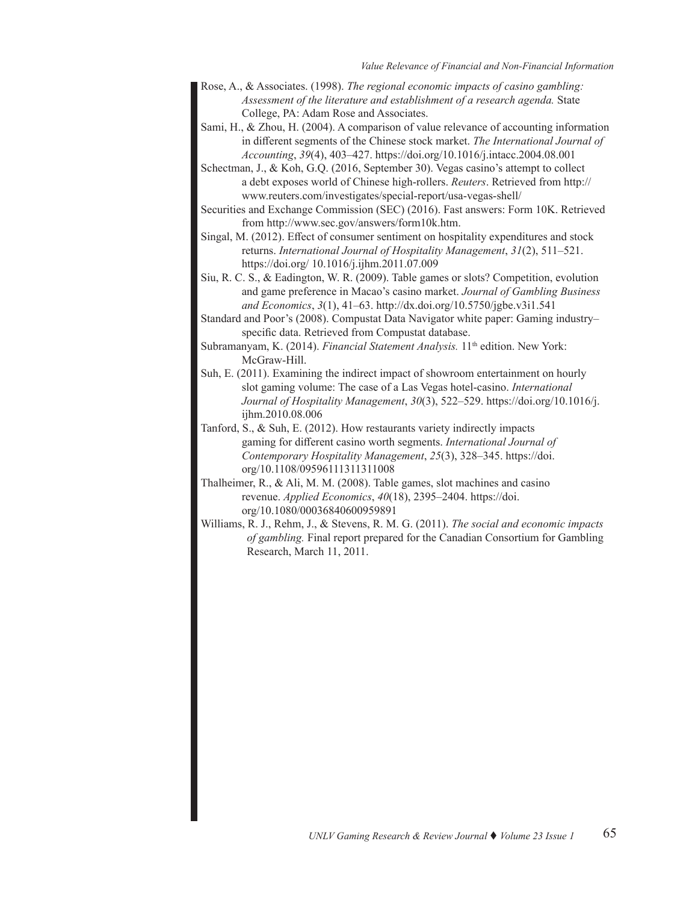Rose, A., & Associates. (1998). *The regional economic impacts of casino gambling: Assessment of the literature and establishment of a research agenda.* State College, PA: Adam Rose and Associates.

Sami, H., & Zhou, H. (2004). A comparison of value relevance of accounting information in different segments of the Chinese stock market. *The International Journal of Accounting*, *39*(4), 403–427. https://doi.org/10.1016/j.intacc.2004.08.001

Schectman, J., & Koh, G.Q. (2016, September 30). Vegas casino's attempt to collect a debt exposes world of Chinese high-rollers. *Reuters*. Retrieved from http://www.reuters.com/investigates/special-report/usa-vegas-shell/

Securities and Exchange Commission (SEC) (2016). Fast answers: Form 10K. Retrieved from http://www.sec.gov/answers/form10k.htm.

Singal, M. (2012). Effect of consumer sentiment on hospitality expenditures and stock returns. *International Journal of Hospitality Management*, *31*(2), 511–521. https://doi.org/ 10.1016/j.ijhm.2011.07.009

Siu, R. C. S., & Eadington, W. R. (2009). Table games or slots? Competition, evolution and game preference in Macao's casino market. *Journal of Gambling Business and Economics*, *3*(1), 41–63. http://dx.doi.org/10.5750/jgbe.v3i1.541

Standard and Poor's (2008). Compustat Data Navigator white paper: Gaming industry–specific data. Retrieved from Compustat database.

Subramanyam, K. (2014). *Financial Statement Analysis.* 11th edition. New York: McGraw-Hill.

Suh, E. (2011). Examining the indirect impact of showroom entertainment on hourly slot gaming volume: The case of a Las Vegas hotel-casino. *International Journal of Hospitality Management*, *30*(3), 522–529. https://doi.org/10.1016/j.ijhm.2010.08.006

Tanford, S., & Suh, E. (2012). How restaurants variety indirectly impacts gaming for different casino worth segments. *International Journal of Contemporary Hospitality Management*, *25*(3), 328–345. https://doi.org/10.1108/09596111311311008

Thalheimer, R., & Ali, M. M. (2008). Table games, slot machines and casino revenue. *Applied Economics*, *40*(18), 2395–2404. https://doi.org/10.1080/00036840600959891

Williams, R. J., Rehm, J., & Stevens, R. M. G. (2011). *The social and economic impacts of gambling.* Final report prepared for the Canadian Consortium for Gambling Research, March 11, 2011.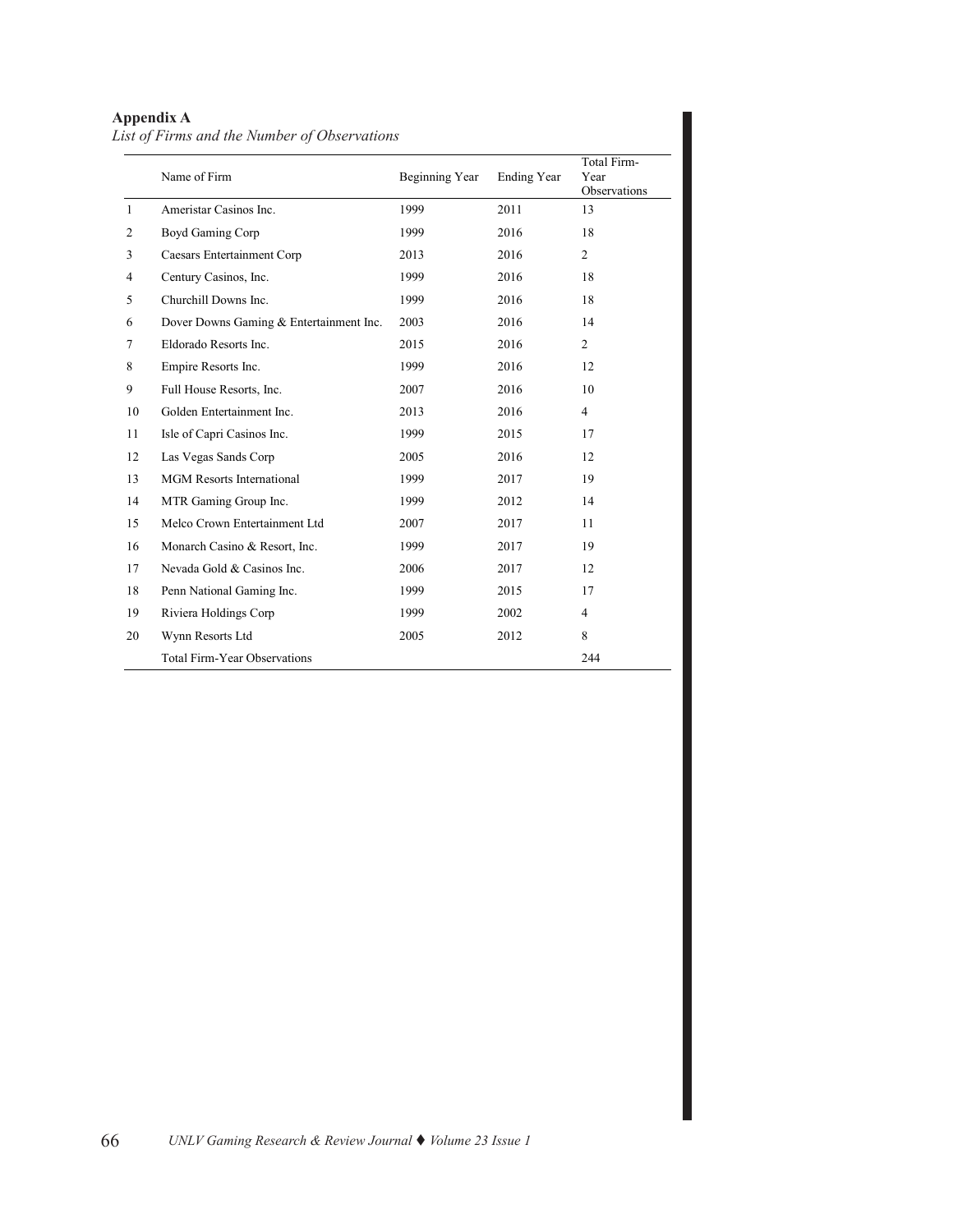**Appendix A**

*List of Firms and the Number of Observations*

| | Name of Firm | Beginning Year | Ending Year | Total Firm-Year Observations |
|---|---|---|---|---|
| 1 | Ameristar Casinos Inc. | 1999 | 2011 | 13 |
| 2 | Boyd Gaming Corp | 1999 | 2016 | 18 |
| 3 | Caesars Entertainment Corp | 2013 | 2016 | 2 |
| 4 | Century Casinos, Inc. | 1999 | 2016 | 18 |
| 5 | Churchill Downs Inc. | 1999 | 2016 | 18 |
| 6 | Dover Downs Gaming & Entertainment Inc. | 2003 | 2016 | 14 |
| 7 | Eldorado Resorts Inc. | 2015 | 2016 | 2 |
| 8 | Empire Resorts Inc. | 1999 | 2016 | 12 |
| 9 | Full House Resorts, Inc. | 2007 | 2016 | 10 |
| 10 | Golden Entertainment Inc. | 2013 | 2016 | 4 |
| 11 | Isle of Capri Casinos Inc. | 1999 | 2015 | 17 |
| 12 | Las Vegas Sands Corp | 2005 | 2016 | 12 |
| 13 | MGM Resorts International | 1999 | 2017 | 19 |
| 14 | MTR Gaming Group Inc. | 1999 | 2012 | 14 |
| 15 | Melco Crown Entertainment Ltd | 2007 | 2017 | 11 |
| 16 | Monarch Casino & Resort, Inc. | 1999 | 2017 | 19 |
| 17 | Nevada Gold & Casinos Inc. | 2006 | 2017 | 12 |
| 18 | Penn National Gaming Inc. | 1999 | 2015 | 17 |
| 19 | Riviera Holdings Corp | 1999 | 2002 | 4 |
| 20 | Wynn Resorts Ltd | 2005 | 2012 | 8 |
| | Total Firm-Year Observations | | | 244 |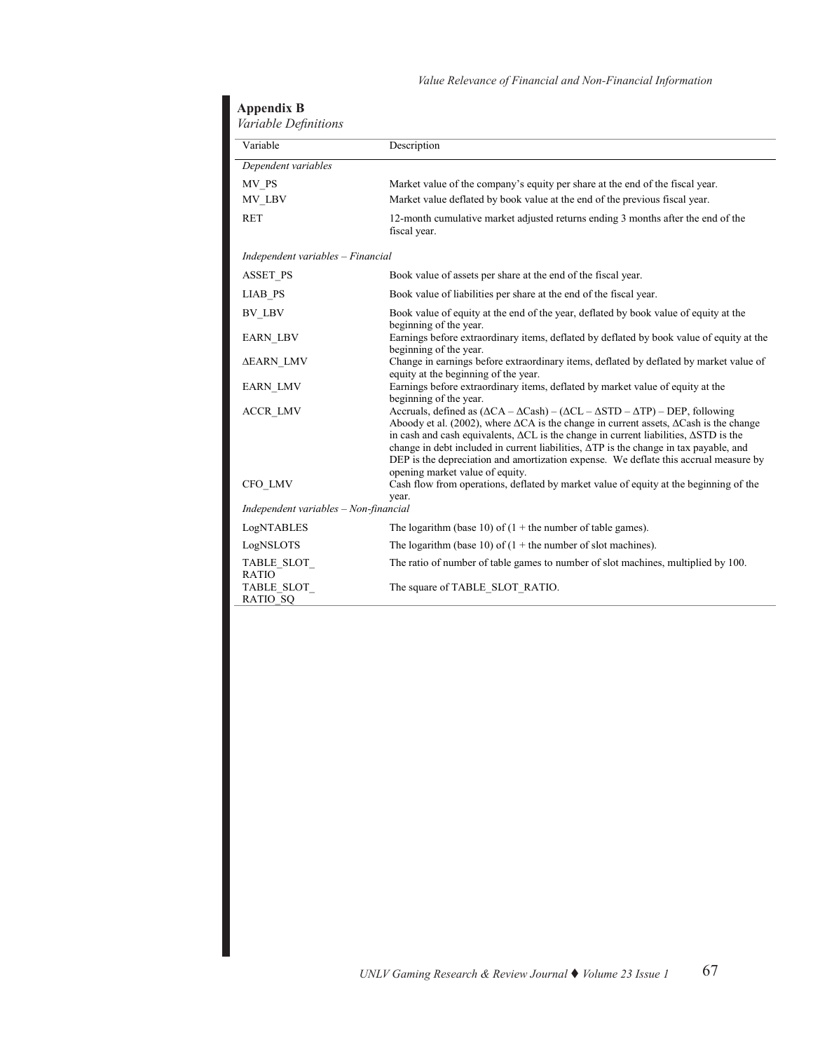## Appendix B

*Variable Definitions*

| Variable | Description |
| --- | --- |
| *Dependent variables* | |
| MV_PS | Market value of the company's equity per share at the end of the fiscal year. |
| MV_LBV | Market value deflated by book value at the end of the previous fiscal year. |
| RET | 12-month cumulative market adjusted returns ending 3 months after the end of the fiscal year. |
| *Independent variables – Financial* | |
| ASSET_PS | Book value of assets per share at the end of the fiscal year. |
| LIAB_PS | Book value of liabilities per share at the end of the fiscal year. |
| BV_LBV | Book value of equity at the end of the year, deflated by book value of equity at the beginning of the year. |
| EARN_LBV | Earnings before extraordinary items, deflated by deflated by book value of equity at the beginning of the year. |
| ΔEARN_LMV | Change in earnings before extraordinary items, deflated by deflated by market value of equity at the beginning of the year. |
| EARN_LMV | Earnings before extraordinary items, deflated by market value of equity at the beginning of the year. |
| ACCR_LMV | Accruals, defined as $(\Delta CA - \Delta Cash) - (\Delta CL - \Delta STD - \Delta TP) - DEP$, following Aboody et al. (2002), where $\Delta CA$ is the change in current assets, $\Delta Cash$ is the change in cash and cash equivalents, $\Delta CL$ is the change in current liabilities, $\Delta STD$ is the change in debt included in current liabilities, $\Delta TP$ is the change in tax payable, and DEP is the depreciation and amortization expense. We deflate this accrual measure by opening market value of equity. |
| CFO_LMV | Cash flow from operations, deflated by market value of equity at the beginning of the year. |
| *Independent variables – Non-financial* | |
| LogNTABLES | The logarithm (base 10) of (1 + the number of table games). |
| LogNSLOTS | The logarithm (base 10) of (1 + the number of slot machines). |
| TABLE_SLOT_RATIO | The ratio of number of table games to number of slot machines, multiplied by 100. |
| TABLE_SLOT_RATIO_SQ | The square of TABLE_SLOT_RATIO. |